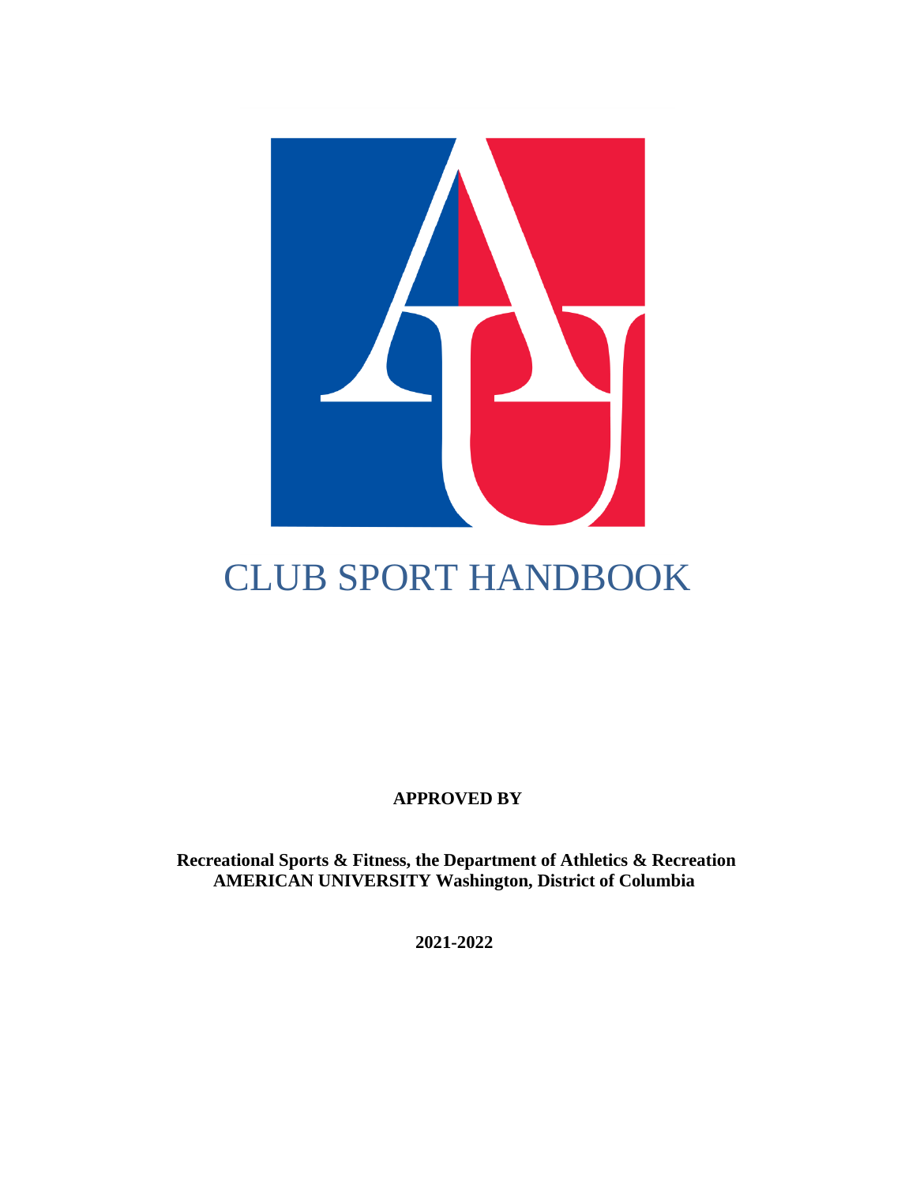# CLUB SPORT HANDBOOK

**APPROVED BY**

**Recreational Sports & Fitness, the Department of Athletics & Recreation**
**AMERICAN UNIVERSITY Washington, District of Columbia**

**2021-2022**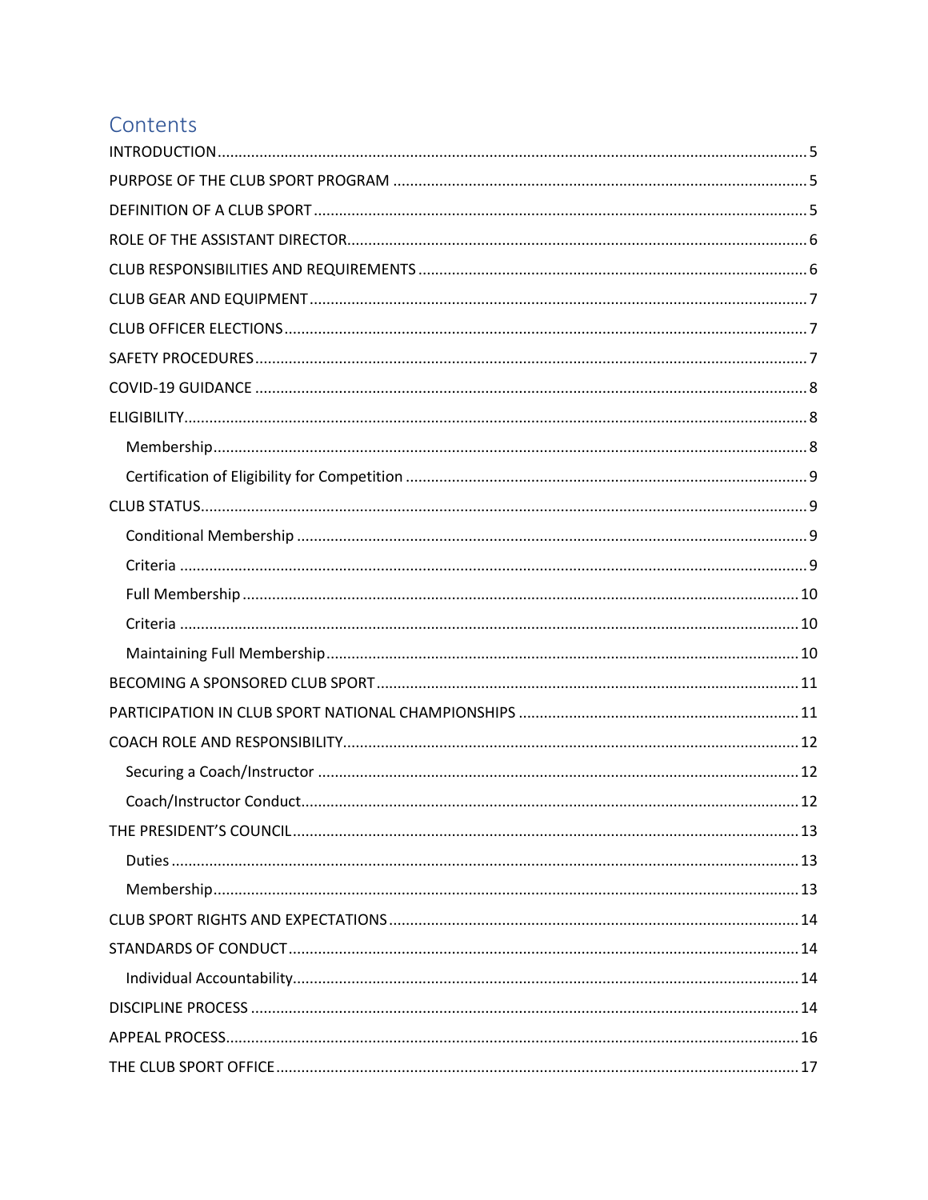# Contents

- INTRODUCTION ........ 5
- PURPOSE OF THE CLUB SPORT PROGRAM ........ 5
- DEFINITION OF A CLUB SPORT ........ 5
- ROLE OF THE ASSISTANT DIRECTOR ........ 6
- CLUB RESPONSIBILITIES AND REQUIREMENTS ........ 6
- CLUB GEAR AND EQUIPMENT ........ 7
- CLUB OFFICER ELECTIONS ........ 7
- SAFETY PROCEDURES ........ 7
- COVID-19 GUIDANCE ........ 8
- ELIGIBILITY ........ 8
  - Membership ........ 8
  - Certification of Eligibility for Competition ........ 9
- CLUB STATUS ........ 9
  - Conditional Membership ........ 9
  - Criteria ........ 9
  - Full Membership ........ 10
  - Criteria ........ 10
  - Maintaining Full Membership ........ 10
- BECOMING A SPONSORED CLUB SPORT ........ 11
- PARTICIPATION IN CLUB SPORT NATIONAL CHAMPIONSHIPS ........ 11
- COACH ROLE AND RESPONSIBILITY ........ 12
  - Securing a Coach/Instructor ........ 12
  - Coach/Instructor Conduct ........ 12
- THE PRESIDENT'S COUNCIL ........ 13
  - Duties ........ 13
  - Membership ........ 13
- CLUB SPORT RIGHTS AND EXPECTATIONS ........ 14
- STANDARDS OF CONDUCT ........ 14
  - Individual Accountability ........ 14
- DISCIPLINE PROCESS ........ 14
- APPEAL PROCESS ........ 16
- THE CLUB SPORT OFFICE ........ 17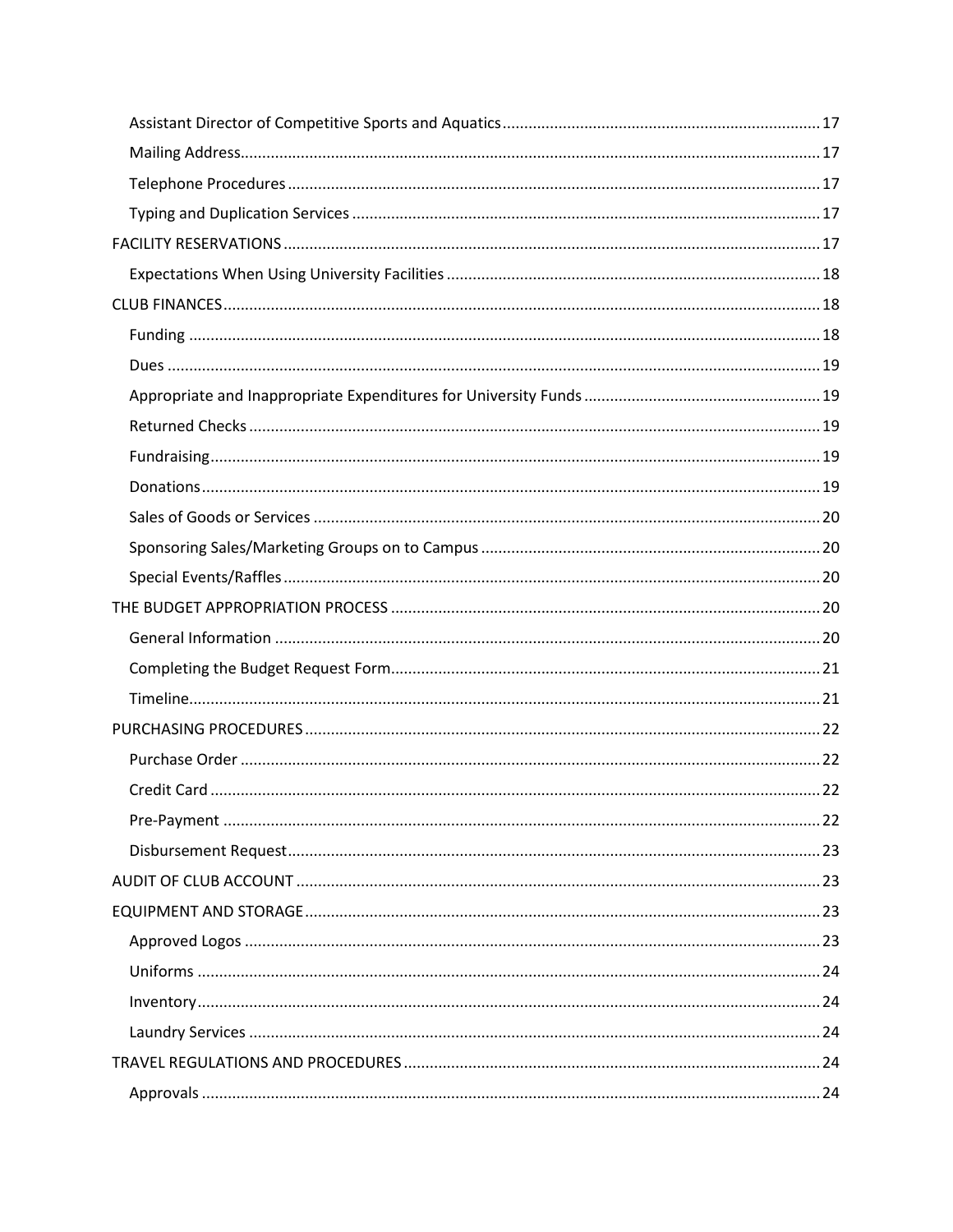- Assistant Director of Competitive Sports and Aquatics ..... 17
- Mailing Address ..... 17
- Telephone Procedures ..... 17
- Typing and Duplication Services ..... 17

FACILITY RESERVATIONS ..... 17

- Expectations When Using University Facilities ..... 18

CLUB FINANCES ..... 18

- Funding ..... 18
- Dues ..... 19
- Appropriate and Inappropriate Expenditures for University Funds ..... 19
- Returned Checks ..... 19
- Fundraising ..... 19
- Donations ..... 19
- Sales of Goods or Services ..... 20
- Sponsoring Sales/Marketing Groups on to Campus ..... 20
- Special Events/Raffles ..... 20

THE BUDGET APPROPRIATION PROCESS ..... 20

- General Information ..... 20
- Completing the Budget Request Form ..... 21
- Timeline ..... 21

PURCHASING PROCEDURES ..... 22

- Purchase Order ..... 22
- Credit Card ..... 22
- Pre-Payment ..... 22
- Disbursement Request ..... 23

AUDIT OF CLUB ACCOUNT ..... 23

EQUIPMENT AND STORAGE ..... 23

- Approved Logos ..... 23
- Uniforms ..... 24
- Inventory ..... 24
- Laundry Services ..... 24

TRAVEL REGULATIONS AND PROCEDURES ..... 24

- Approvals ..... 24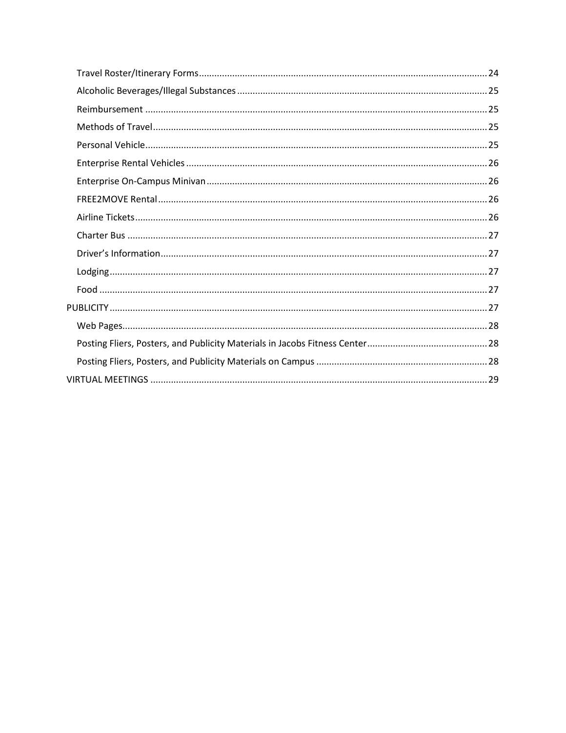Travel Roster/Itinerary Forms ..... 24
Alcoholic Beverages/Illegal Substances ..... 25
Reimbursement ..... 25
Methods of Travel ..... 25
Personal Vehicle ..... 25
Enterprise Rental Vehicles ..... 26
Enterprise On-Campus Minivan ..... 26
FREE2MOVE Rental ..... 26
Airline Tickets ..... 26
Charter Bus ..... 27
Driver's Information ..... 27
Lodging ..... 27
Food ..... 27

PUBLICITY ..... 27

Web Pages ..... 28
Posting Fliers, Posters, and Publicity Materials in Jacobs Fitness Center ..... 28
Posting Fliers, Posters, and Publicity Materials on Campus ..... 28

VIRTUAL MEETINGS ..... 29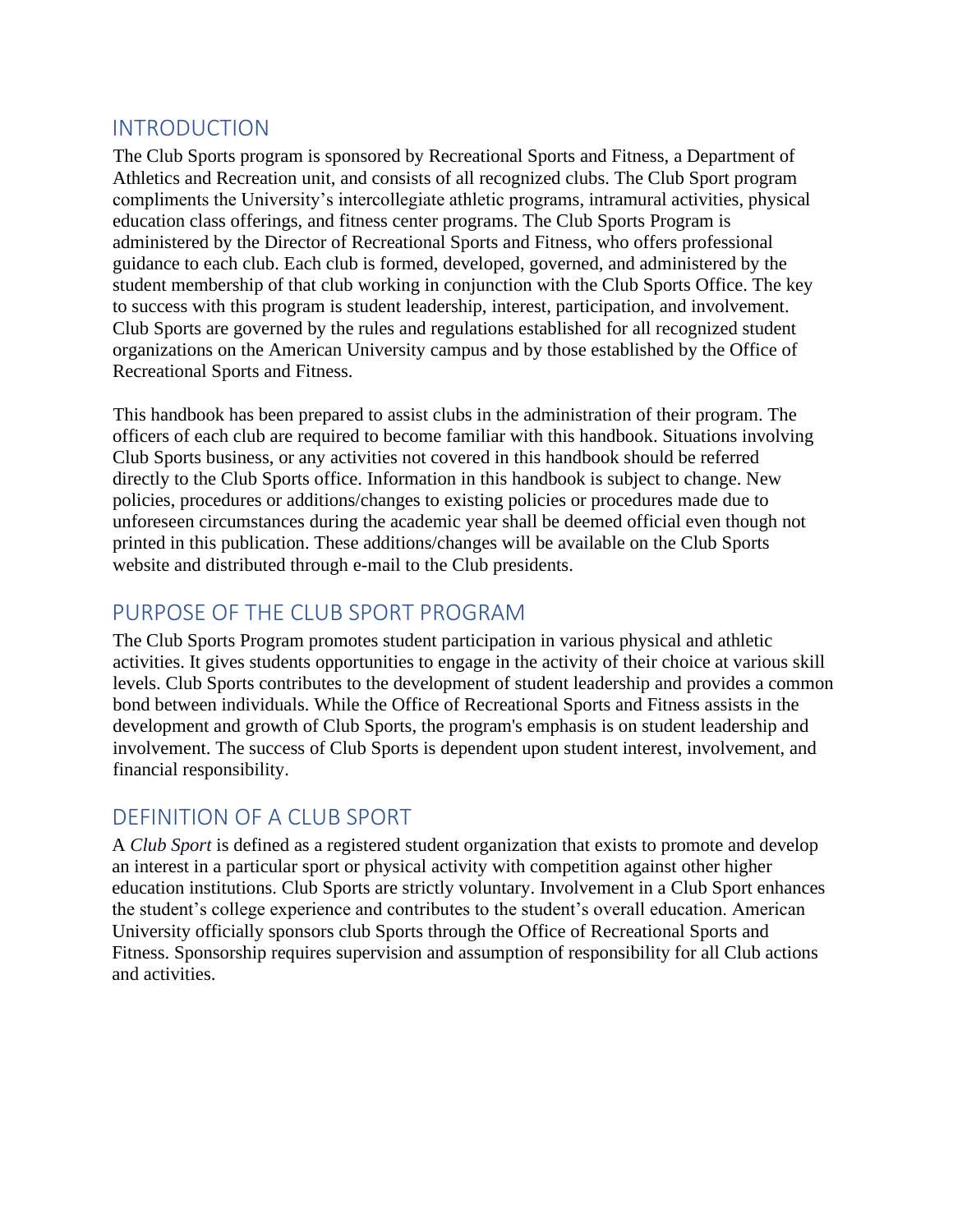## INTRODUCTION

The Club Sports program is sponsored by Recreational Sports and Fitness, a Department of Athletics and Recreation unit, and consists of all recognized clubs. The Club Sport program compliments the University's intercollegiate athletic programs, intramural activities, physical education class offerings, and fitness center programs. The Club Sports Program is administered by the Director of Recreational Sports and Fitness, who offers professional guidance to each club. Each club is formed, developed, governed, and administered by the student membership of that club working in conjunction with the Club Sports Office. The key to success with this program is student leadership, interest, participation, and involvement. Club Sports are governed by the rules and regulations established for all recognized student organizations on the American University campus and by those established by the Office of Recreational Sports and Fitness.

This handbook has been prepared to assist clubs in the administration of their program. The officers of each club are required to become familiar with this handbook. Situations involving Club Sports business, or any activities not covered in this handbook should be referred directly to the Club Sports office. Information in this handbook is subject to change. New policies, procedures or additions/changes to existing policies or procedures made due to unforeseen circumstances during the academic year shall be deemed official even though not printed in this publication. These additions/changes will be available on the Club Sports website and distributed through e-mail to the Club presidents.

## PURPOSE OF THE CLUB SPORT PROGRAM

The Club Sports Program promotes student participation in various physical and athletic activities. It gives students opportunities to engage in the activity of their choice at various skill levels. Club Sports contributes to the development of student leadership and provides a common bond between individuals. While the Office of Recreational Sports and Fitness assists in the development and growth of Club Sports, the program's emphasis is on student leadership and involvement. The success of Club Sports is dependent upon student interest, involvement, and financial responsibility.

## DEFINITION OF A CLUB SPORT

A *Club Sport* is defined as a registered student organization that exists to promote and develop an interest in a particular sport or physical activity with competition against other higher education institutions. Club Sports are strictly voluntary. Involvement in a Club Sport enhances the student's college experience and contributes to the student's overall education. American University officially sponsors club Sports through the Office of Recreational Sports and Fitness. Sponsorship requires supervision and assumption of responsibility for all Club actions and activities.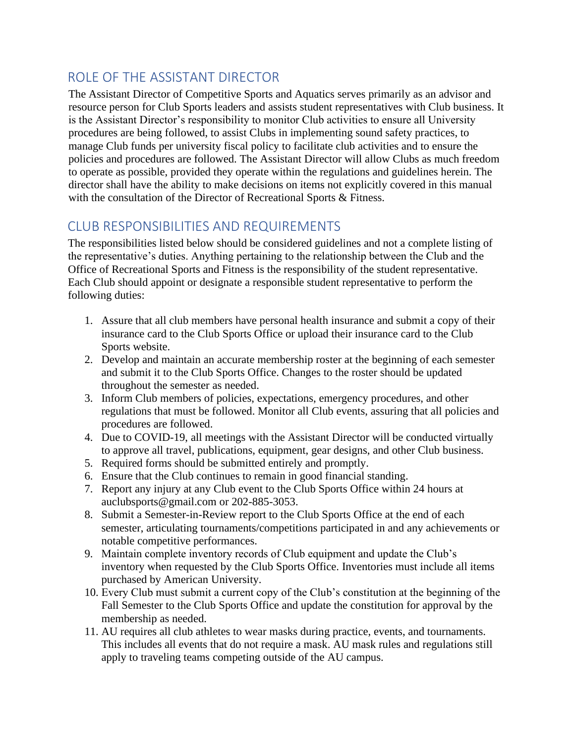## ROLE OF THE ASSISTANT DIRECTOR

The Assistant Director of Competitive Sports and Aquatics serves primarily as an advisor and resource person for Club Sports leaders and assists student representatives with Club business. It is the Assistant Director's responsibility to monitor Club activities to ensure all University procedures are being followed, to assist Clubs in implementing sound safety practices, to manage Club funds per university fiscal policy to facilitate club activities and to ensure the policies and procedures are followed. The Assistant Director will allow Clubs as much freedom to operate as possible, provided they operate within the regulations and guidelines herein. The director shall have the ability to make decisions on items not explicitly covered in this manual with the consultation of the Director of Recreational Sports & Fitness.

## CLUB RESPONSIBILITIES AND REQUIREMENTS

The responsibilities listed below should be considered guidelines and not a complete listing of the representative's duties. Anything pertaining to the relationship between the Club and the Office of Recreational Sports and Fitness is the responsibility of the student representative. Each Club should appoint or designate a responsible student representative to perform the following duties:

1. Assure that all club members have personal health insurance and submit a copy of their insurance card to the Club Sports Office or upload their insurance card to the Club Sports website.
2. Develop and maintain an accurate membership roster at the beginning of each semester and submit it to the Club Sports Office. Changes to the roster should be updated throughout the semester as needed.
3. Inform Club members of policies, expectations, emergency procedures, and other regulations that must be followed. Monitor all Club events, assuring that all policies and procedures are followed.
4. Due to COVID-19, all meetings with the Assistant Director will be conducted virtually to approve all travel, publications, equipment, gear designs, and other Club business.
5. Required forms should be submitted entirely and promptly.
6. Ensure that the Club continues to remain in good financial standing.
7. Report any injury at any Club event to the Club Sports Office within 24 hours at auclubsports@gmail.com or 202-885-3053.
8. Submit a Semester-in-Review report to the Club Sports Office at the end of each semester, articulating tournaments/competitions participated in and any achievements or notable competitive performances.
9. Maintain complete inventory records of Club equipment and update the Club's inventory when requested by the Club Sports Office. Inventories must include all items purchased by American University.
10. Every Club must submit a current copy of the Club's constitution at the beginning of the Fall Semester to the Club Sports Office and update the constitution for approval by the membership as needed.
11. AU requires all club athletes to wear masks during practice, events, and tournaments. This includes all events that do not require a mask. AU mask rules and regulations still apply to traveling teams competing outside of the AU campus.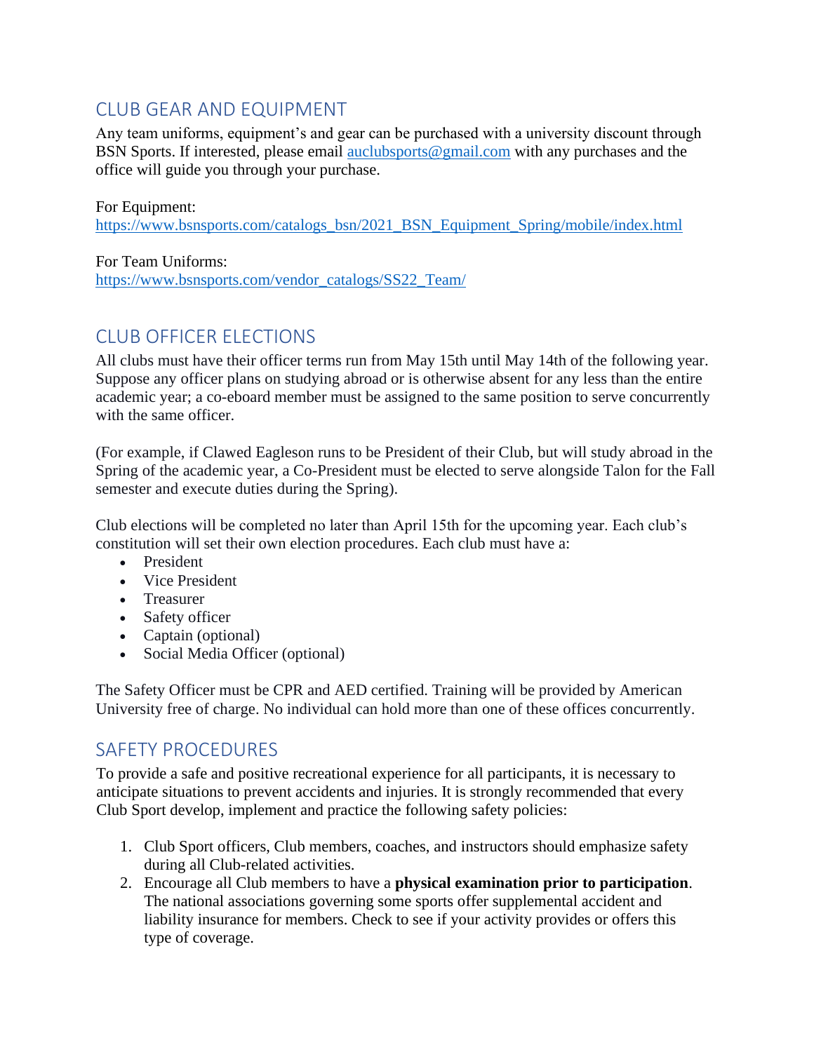## CLUB GEAR AND EQUIPMENT

Any team uniforms, equipment's and gear can be purchased with a university discount through BSN Sports. If interested, please email [auclubsports@gmail.com](mailto:auclubsports@gmail.com) with any purchases and the office will guide you through your purchase.

For Equipment:
[https://www.bsnsports.com/catalogs_bsn/2021_BSN_Equipment_Spring/mobile/index.html](https://www.bsnsports.com/catalogs_bsn/2021_BSN_Equipment_Spring/mobile/index.html)

For Team Uniforms:
[https://www.bsnsports.com/vendor_catalogs/SS22_Team/](https://www.bsnsports.com/vendor_catalogs/SS22_Team/)

## CLUB OFFICER ELECTIONS

All clubs must have their officer terms run from May 15th until May 14th of the following year. Suppose any officer plans on studying abroad or is otherwise absent for any less than the entire academic year; a co-eboard member must be assigned to the same position to serve concurrently with the same officer.

(For example, if Clawed Eagleson runs to be President of their Club, but will study abroad in the Spring of the academic year, a Co-President must be elected to serve alongside Talon for the Fall semester and execute duties during the Spring).

Club elections will be completed no later than April 15th for the upcoming year. Each club's constitution will set their own election procedures. Each club must have a:

- President
- Vice President
- Treasurer
- Safety officer
- Captain (optional)
- Social Media Officer (optional)

The Safety Officer must be CPR and AED certified. Training will be provided by American University free of charge. No individual can hold more than one of these offices concurrently.

## SAFETY PROCEDURES

To provide a safe and positive recreational experience for all participants, it is necessary to anticipate situations to prevent accidents and injuries. It is strongly recommended that every Club Sport develop, implement and practice the following safety policies:

1. Club Sport officers, Club members, coaches, and instructors should emphasize safety during all Club-related activities.
2. Encourage all Club members to have a **physical examination prior to participation**. The national associations governing some sports offer supplemental accident and liability insurance for members. Check to see if your activity provides or offers this type of coverage.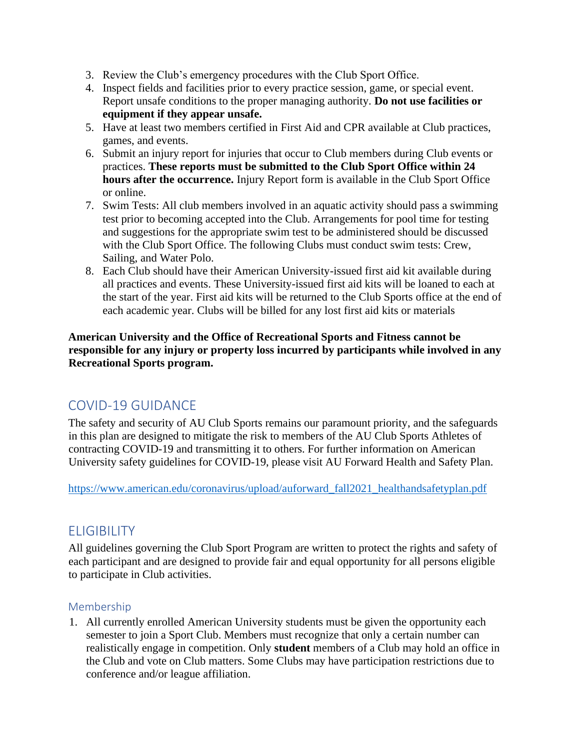3. Review the Club's emergency procedures with the Club Sport Office.
4. Inspect fields and facilities prior to every practice session, game, or special event. Report unsafe conditions to the proper managing authority. **Do not use facilities or equipment if they appear unsafe.**
5. Have at least two members certified in First Aid and CPR available at Club practices, games, and events.
6. Submit an injury report for injuries that occur to Club members during Club events or practices. **These reports must be submitted to the Club Sport Office within 24 hours after the occurrence.** Injury Report form is available in the Club Sport Office or online.
7. Swim Tests: All club members involved in an aquatic activity should pass a swimming test prior to becoming accepted into the Club. Arrangements for pool time for testing and suggestions for the appropriate swim test to be administered should be discussed with the Club Sport Office. The following Clubs must conduct swim tests: Crew, Sailing, and Water Polo.
8. Each Club should have their American University-issued first aid kit available during all practices and events. These University-issued first aid kits will be loaned to each at the start of the year. First aid kits will be returned to the Club Sports office at the end of each academic year. Clubs will be billed for any lost first aid kits or materials

**American University and the Office of Recreational Sports and Fitness cannot be responsible for any injury or property loss incurred by participants while involved in any Recreational Sports program.**

## COVID-19 GUIDANCE

The safety and security of AU Club Sports remains our paramount priority, and the safeguards in this plan are designed to mitigate the risk to members of the AU Club Sports Athletes of contracting COVID-19 and transmitting it to others. For further information on American University safety guidelines for COVID-19, please visit AU Forward Health and Safety Plan.

https://www.american.edu/coronavirus/upload/auforward_fall2021_healthandsafetyplan.pdf

## ELIGIBILITY

All guidelines governing the Club Sport Program are written to protect the rights and safety of each participant and are designed to provide fair and equal opportunity for all persons eligible to participate in Club activities.

### Membership

1. All currently enrolled American University students must be given the opportunity each semester to join a Sport Club. Members must recognize that only a certain number can realistically engage in competition. Only **student** members of a Club may hold an office in the Club and vote on Club matters. Some Clubs may have participation restrictions due to conference and/or league affiliation.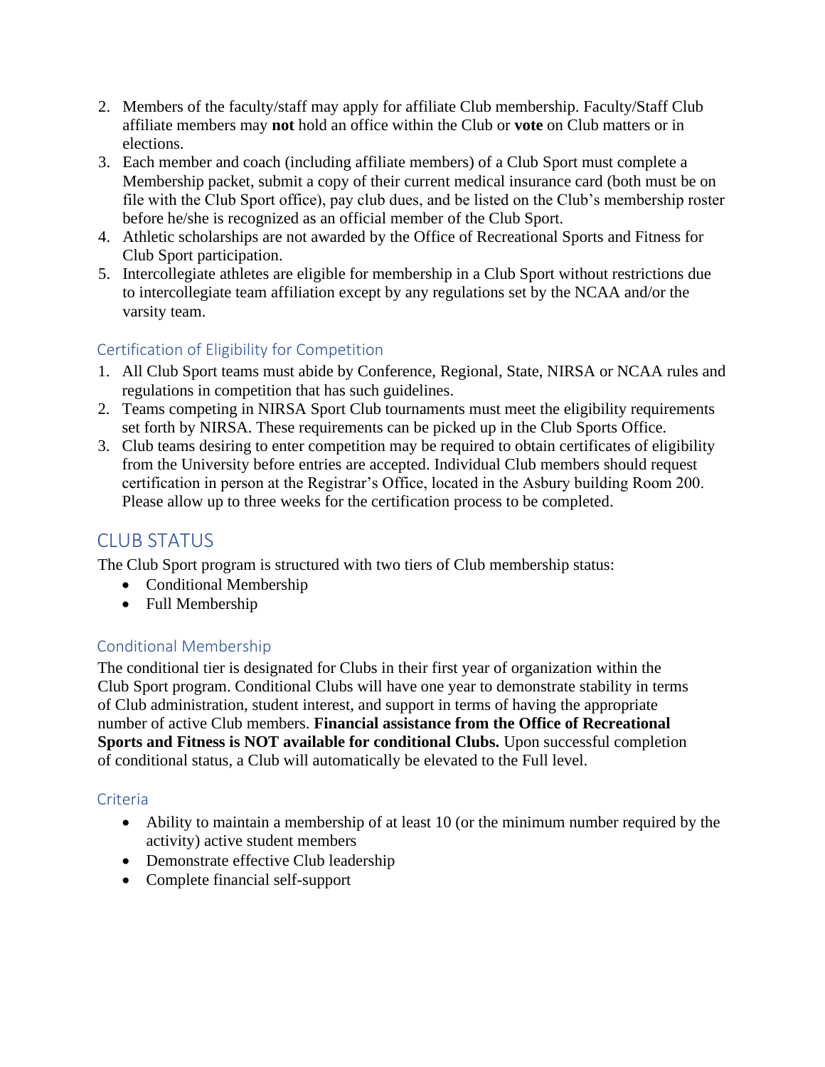2. Members of the faculty/staff may apply for affiliate Club membership. Faculty/Staff Club affiliate members may **not** hold an office within the Club or **vote** on Club matters or in elections.
3. Each member and coach (including affiliate members) of a Club Sport must complete a Membership packet, submit a copy of their current medical insurance card (both must be on file with the Club Sport office), pay club dues, and be listed on the Club's membership roster before he/she is recognized as an official member of the Club Sport.
4. Athletic scholarships are not awarded by the Office of Recreational Sports and Fitness for Club Sport participation.
5. Intercollegiate athletes are eligible for membership in a Club Sport without restrictions due to intercollegiate team affiliation except by any regulations set by the NCAA and/or the varsity team.

### Certification of Eligibility for Competition

1. All Club Sport teams must abide by Conference, Regional, State, NIRSA or NCAA rules and regulations in competition that has such guidelines.
2. Teams competing in NIRSA Sport Club tournaments must meet the eligibility requirements set forth by NIRSA. These requirements can be picked up in the Club Sports Office.
3. Club teams desiring to enter competition may be required to obtain certificates of eligibility from the University before entries are accepted. Individual Club members should request certification in person at the Registrar's Office, located in the Asbury building Room 200. Please allow up to three weeks for the certification process to be completed.

## CLUB STATUS

The Club Sport program is structured with two tiers of Club membership status:

- Conditional Membership
- Full Membership

### Conditional Membership

The conditional tier is designated for Clubs in their first year of organization within the Club Sport program. Conditional Clubs will have one year to demonstrate stability in terms of Club administration, student interest, and support in terms of having the appropriate number of active Club members. **Financial assistance from the Office of Recreational Sports and Fitness is NOT available for conditional Clubs.** Upon successful completion of conditional status, a Club will automatically be elevated to the Full level.

### Criteria

- Ability to maintain a membership of at least 10 (or the minimum number required by the activity) active student members
- Demonstrate effective Club leadership
- Complete financial self-support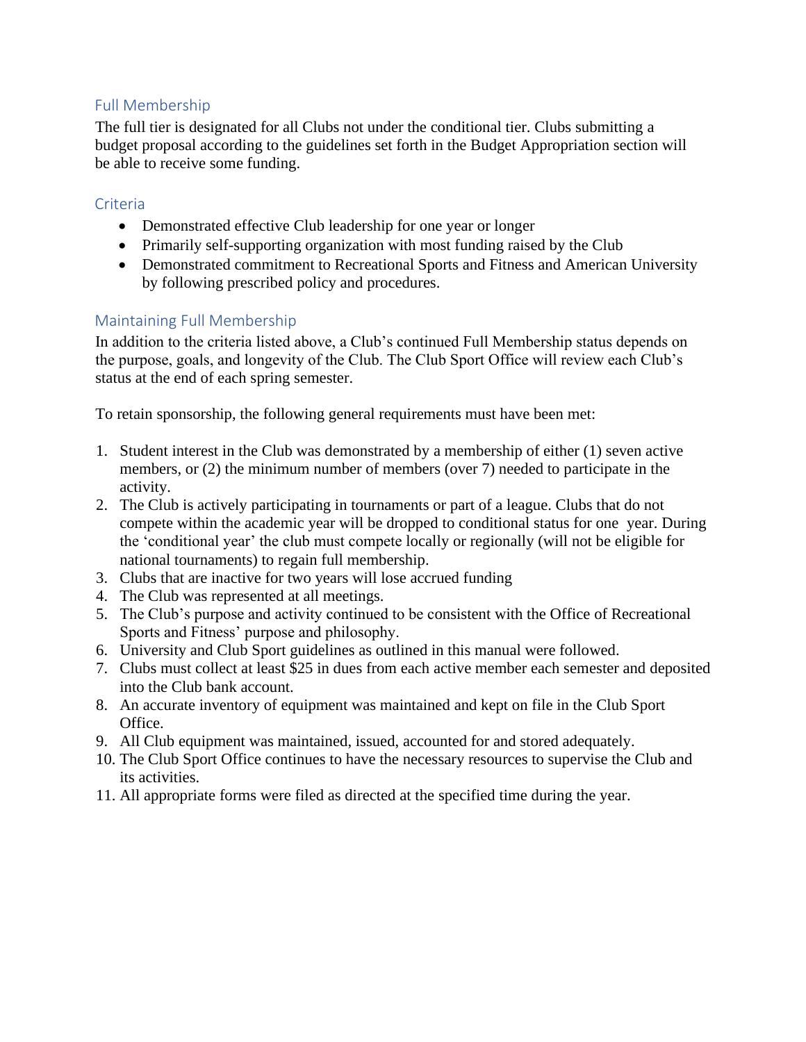## Full Membership

The full tier is designated for all Clubs not under the conditional tier. Clubs submitting a budget proposal according to the guidelines set forth in the Budget Appropriation section will be able to receive some funding.

### Criteria

- Demonstrated effective Club leadership for one year or longer
- Primarily self-supporting organization with most funding raised by the Club
- Demonstrated commitment to Recreational Sports and Fitness and American University by following prescribed policy and procedures.

### Maintaining Full Membership

In addition to the criteria listed above, a Club's continued Full Membership status depends on the purpose, goals, and longevity of the Club. The Club Sport Office will review each Club's status at the end of each spring semester.

To retain sponsorship, the following general requirements must have been met:

1. Student interest in the Club was demonstrated by a membership of either (1) seven active members, or (2) the minimum number of members (over 7) needed to participate in the activity.
2. The Club is actively participating in tournaments or part of a league. Clubs that do not compete within the academic year will be dropped to conditional status for one year. During the 'conditional year' the club must compete locally or regionally (will not be eligible for national tournaments) to regain full membership.
3. Clubs that are inactive for two years will lose accrued funding
4. The Club was represented at all meetings.
5. The Club's purpose and activity continued to be consistent with the Office of Recreational Sports and Fitness' purpose and philosophy.
6. University and Club Sport guidelines as outlined in this manual were followed.
7. Clubs must collect at least $25 in dues from each active member each semester and deposited into the Club bank account.
8. An accurate inventory of equipment was maintained and kept on file in the Club Sport Office.
9. All Club equipment was maintained, issued, accounted for and stored adequately.
10. The Club Sport Office continues to have the necessary resources to supervise the Club and its activities.
11. All appropriate forms were filed as directed at the specified time during the year.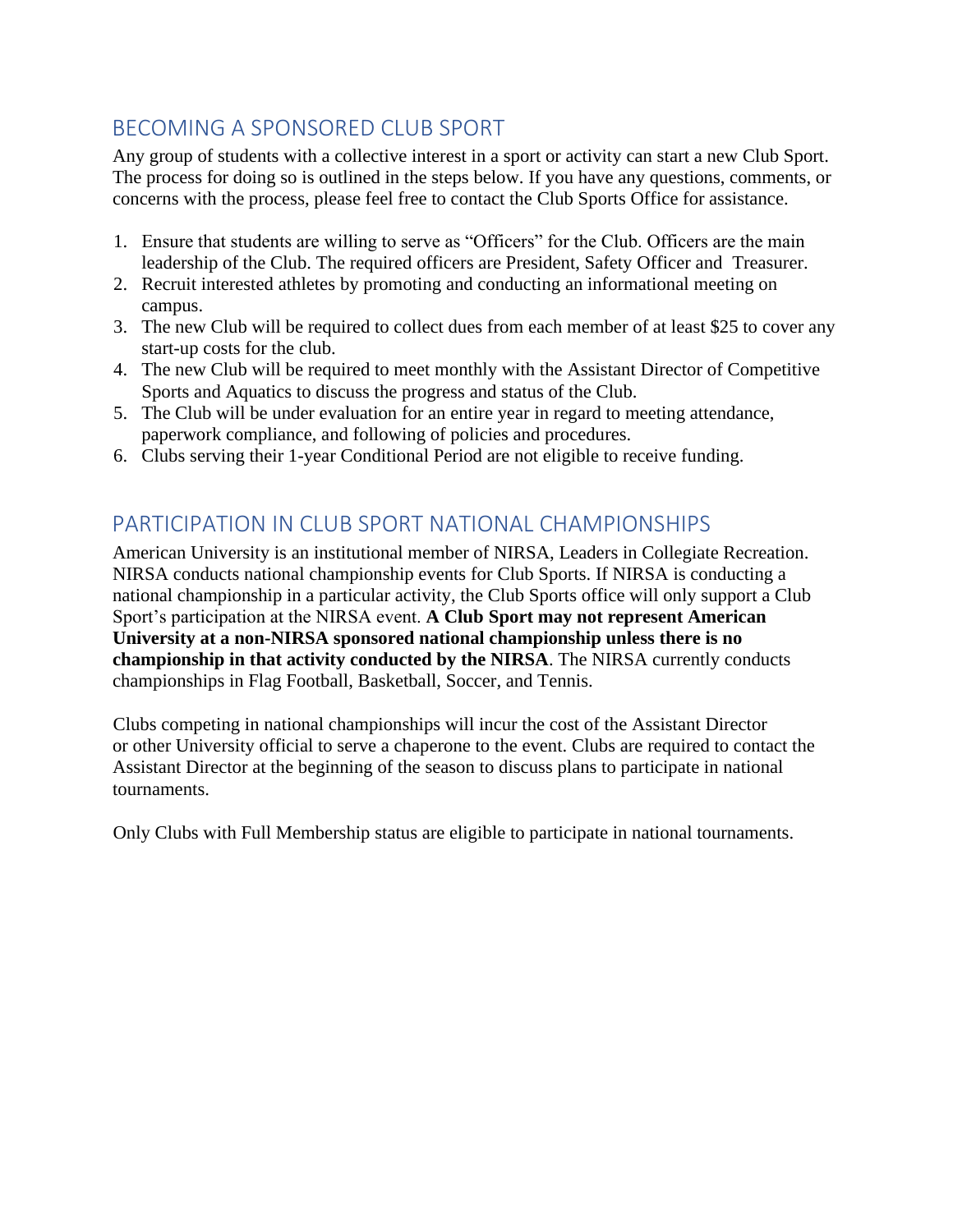## BECOMING A SPONSORED CLUB SPORT

Any group of students with a collective interest in a sport or activity can start a new Club Sport. The process for doing so is outlined in the steps below. If you have any questions, comments, or concerns with the process, please feel free to contact the Club Sports Office for assistance.

1. Ensure that students are willing to serve as "Officers" for the Club. Officers are the main leadership of the Club. The required officers are President, Safety Officer and Treasurer.
2. Recruit interested athletes by promoting and conducting an informational meeting on campus.
3. The new Club will be required to collect dues from each member of at least $25 to cover any start-up costs for the club.
4. The new Club will be required to meet monthly with the Assistant Director of Competitive Sports and Aquatics to discuss the progress and status of the Club.
5. The Club will be under evaluation for an entire year in regard to meeting attendance, paperwork compliance, and following of policies and procedures.
6. Clubs serving their 1-year Conditional Period are not eligible to receive funding.

## PARTICIPATION IN CLUB SPORT NATIONAL CHAMPIONSHIPS

American University is an institutional member of NIRSA, Leaders in Collegiate Recreation. NIRSA conducts national championship events for Club Sports. If NIRSA is conducting a national championship in a particular activity, the Club Sports office will only support a Club Sport's participation at the NIRSA event. **A Club Sport may not represent American University at a non-NIRSA sponsored national championship unless there is no championship in that activity conducted by the NIRSA**. The NIRSA currently conducts championships in Flag Football, Basketball, Soccer, and Tennis.

Clubs competing in national championships will incur the cost of the Assistant Director or other University official to serve a chaperone to the event. Clubs are required to contact the Assistant Director at the beginning of the season to discuss plans to participate in national tournaments.

Only Clubs with Full Membership status are eligible to participate in national tournaments.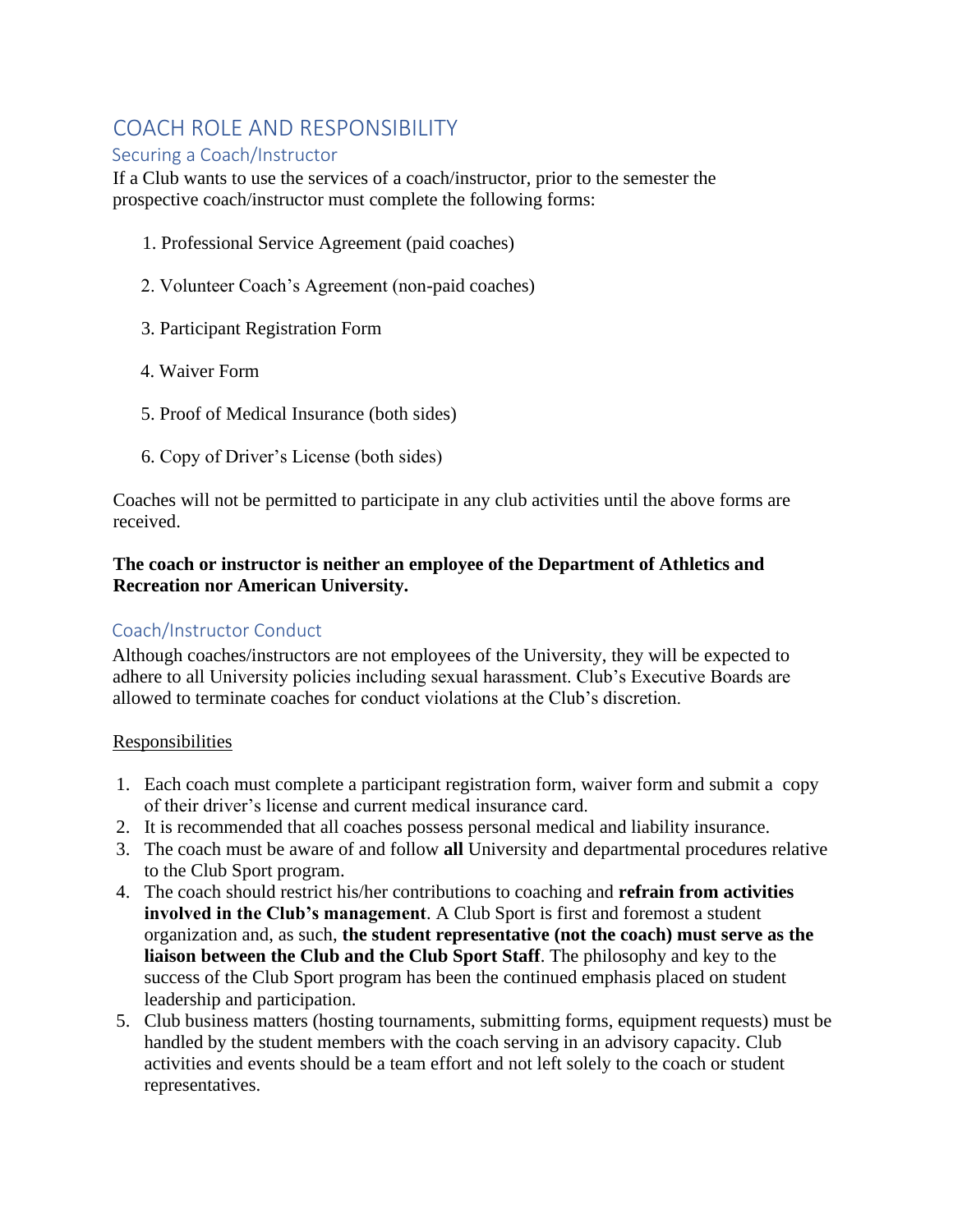# COACH ROLE AND RESPONSIBILITY

## Securing a Coach/Instructor

If a Club wants to use the services of a coach/instructor, prior to the semester the prospective coach/instructor must complete the following forms:

1. Professional Service Agreement (paid coaches)
2. Volunteer Coach's Agreement (non-paid coaches)
3. Participant Registration Form
4. Waiver Form
5. Proof of Medical Insurance (both sides)
6. Copy of Driver's License (both sides)

Coaches will not be permitted to participate in any club activities until the above forms are received.

**The coach or instructor is neither an employee of the Department of Athletics and Recreation nor American University.**

## Coach/Instructor Conduct

Although coaches/instructors are not employees of the University, they will be expected to adhere to all University policies including sexual harassment. Club's Executive Boards are allowed to terminate coaches for conduct violations at the Club's discretion.

Responsibilities

1. Each coach must complete a participant registration form, waiver form and submit a copy of their driver's license and current medical insurance card.
2. It is recommended that all coaches possess personal medical and liability insurance.
3. The coach must be aware of and follow **all** University and departmental procedures relative to the Club Sport program.
4. The coach should restrict his/her contributions to coaching and **refrain from activities involved in the Club's management**. A Club Sport is first and foremost a student organization and, as such, **the student representative (not the coach) must serve as the liaison between the Club and the Club Sport Staff**. The philosophy and key to the success of the Club Sport program has been the continued emphasis placed on student leadership and participation.
5. Club business matters (hosting tournaments, submitting forms, equipment requests) must be handled by the student members with the coach serving in an advisory capacity. Club activities and events should be a team effort and not left solely to the coach or student representatives.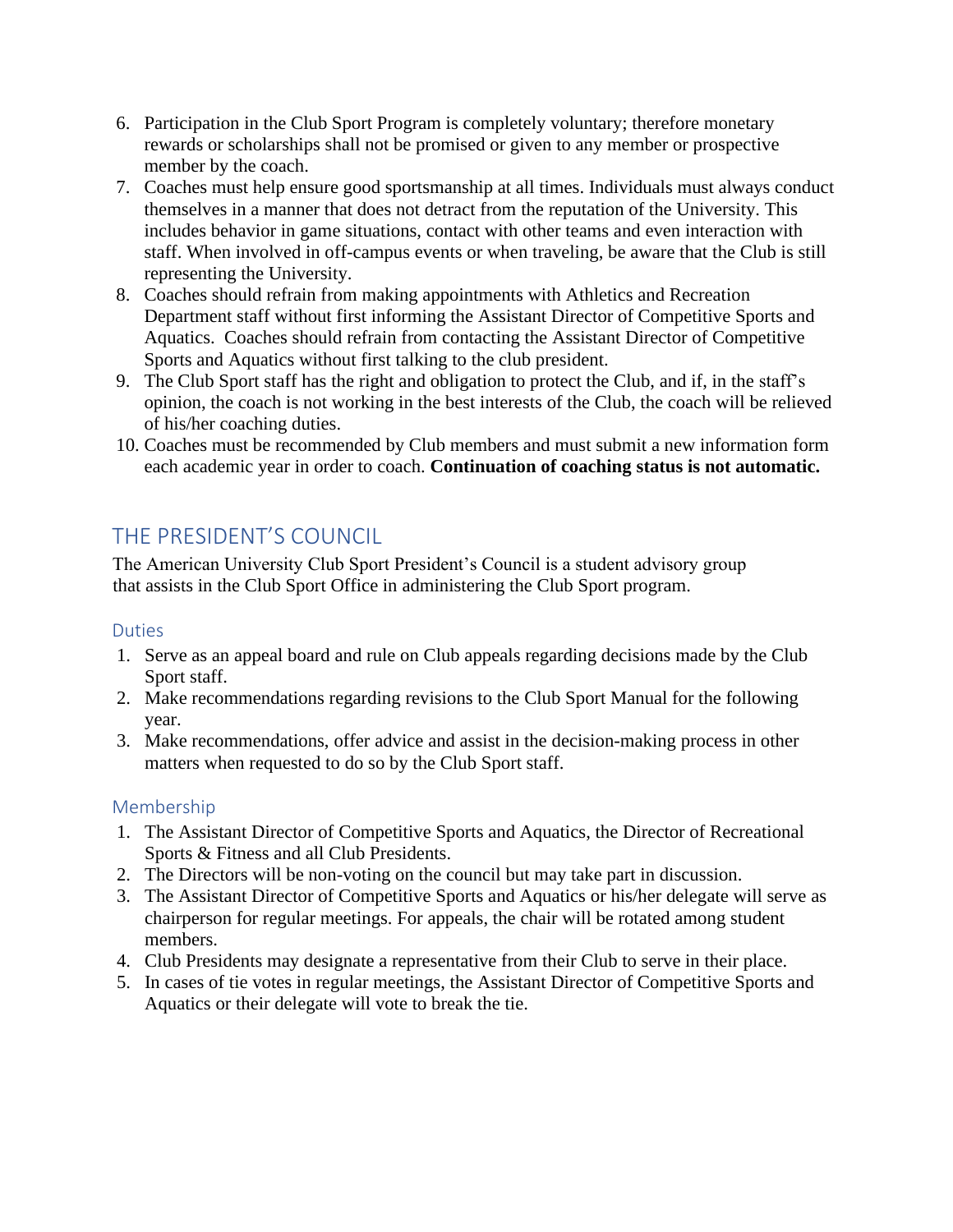6. Participation in the Club Sport Program is completely voluntary; therefore monetary rewards or scholarships shall not be promised or given to any member or prospective member by the coach.
7. Coaches must help ensure good sportsmanship at all times. Individuals must always conduct themselves in a manner that does not detract from the reputation of the University. This includes behavior in game situations, contact with other teams and even interaction with staff. When involved in off-campus events or when traveling, be aware that the Club is still representing the University.
8. Coaches should refrain from making appointments with Athletics and Recreation Department staff without first informing the Assistant Director of Competitive Sports and Aquatics. Coaches should refrain from contacting the Assistant Director of Competitive Sports and Aquatics without first talking to the club president.
9. The Club Sport staff has the right and obligation to protect the Club, and if, in the staff's opinion, the coach is not working in the best interests of the Club, the coach will be relieved of his/her coaching duties.
10. Coaches must be recommended by Club members and must submit a new information form each academic year in order to coach. **Continuation of coaching status is not automatic.**

## THE PRESIDENT'S COUNCIL

The American University Club Sport President's Council is a student advisory group that assists in the Club Sport Office in administering the Club Sport program.

### Duties

1. Serve as an appeal board and rule on Club appeals regarding decisions made by the Club Sport staff.
2. Make recommendations regarding revisions to the Club Sport Manual for the following year.
3. Make recommendations, offer advice and assist in the decision-making process in other matters when requested to do so by the Club Sport staff.

### Membership

1. The Assistant Director of Competitive Sports and Aquatics, the Director of Recreational Sports & Fitness and all Club Presidents.
2. The Directors will be non-voting on the council but may take part in discussion.
3. The Assistant Director of Competitive Sports and Aquatics or his/her delegate will serve as chairperson for regular meetings. For appeals, the chair will be rotated among student members.
4. Club Presidents may designate a representative from their Club to serve in their place.
5. In cases of tie votes in regular meetings, the Assistant Director of Competitive Sports and Aquatics or their delegate will vote to break the tie.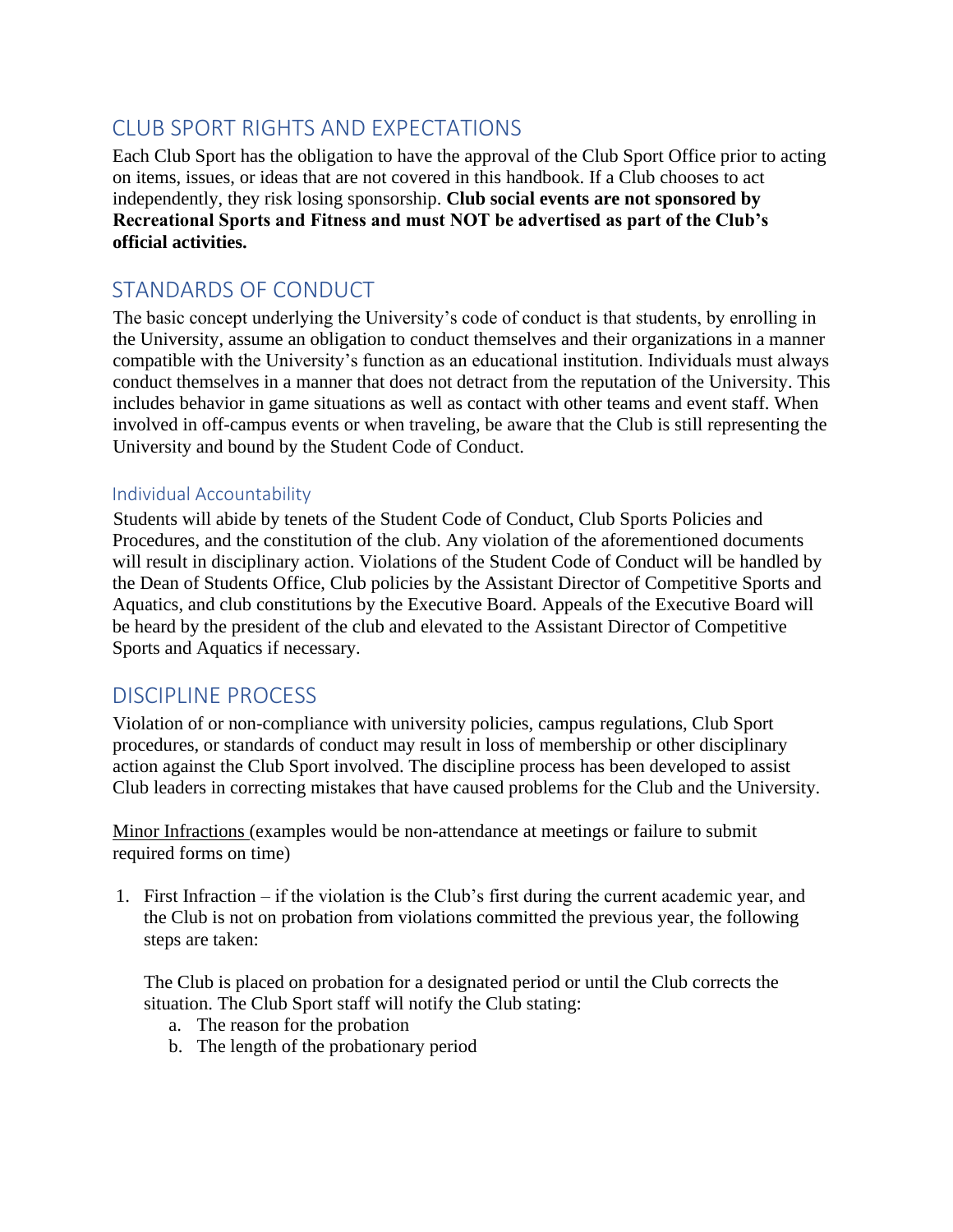## CLUB SPORT RIGHTS AND EXPECTATIONS

Each Club Sport has the obligation to have the approval of the Club Sport Office prior to acting on items, issues, or ideas that are not covered in this handbook. If a Club chooses to act independently, they risk losing sponsorship. **Club social events are not sponsored by Recreational Sports and Fitness and must NOT be advertised as part of the Club's official activities.**

## STANDARDS OF CONDUCT

The basic concept underlying the University's code of conduct is that students, by enrolling in the University, assume an obligation to conduct themselves and their organizations in a manner compatible with the University's function as an educational institution. Individuals must always conduct themselves in a manner that does not detract from the reputation of the University. This includes behavior in game situations as well as contact with other teams and event staff. When involved in off-campus events or when traveling, be aware that the Club is still representing the University and bound by the Student Code of Conduct.

### Individual Accountability

Students will abide by tenets of the Student Code of Conduct, Club Sports Policies and Procedures, and the constitution of the club. Any violation of the aforementioned documents will result in disciplinary action. Violations of the Student Code of Conduct will be handled by the Dean of Students Office, Club policies by the Assistant Director of Competitive Sports and Aquatics, and club constitutions by the Executive Board. Appeals of the Executive Board will be heard by the president of the club and elevated to the Assistant Director of Competitive Sports and Aquatics if necessary.

## DISCIPLINE PROCESS

Violation of or non-compliance with university policies, campus regulations, Club Sport procedures, or standards of conduct may result in loss of membership or other disciplinary action against the Club Sport involved. The discipline process has been developed to assist Club leaders in correcting mistakes that have caused problems for the Club and the University.

<u>Minor Infractions</u> (examples would be non-attendance at meetings or failure to submit required forms on time)

1. First Infraction – if the violation is the Club's first during the current academic year, and the Club is not on probation from violations committed the previous year, the following steps are taken:

   The Club is placed on probation for a designated period or until the Club corrects the situation. The Club Sport staff will notify the Club stating:

   a. The reason for the probation
   b. The length of the probationary period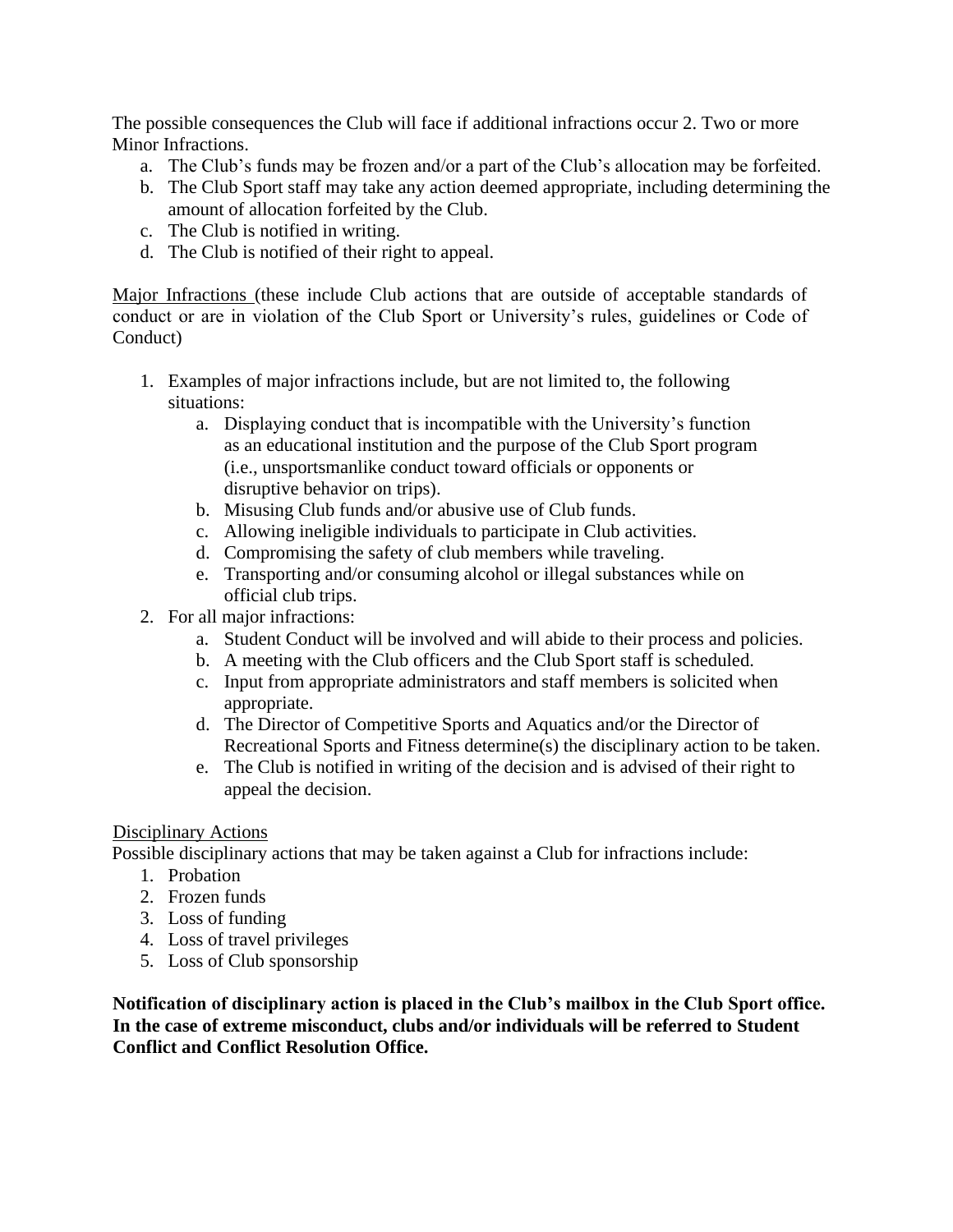The possible consequences the Club will face if additional infractions occur 2. Two or more Minor Infractions.

a. The Club's funds may be frozen and/or a part of the Club's allocation may be forfeited.
b. The Club Sport staff may take any action deemed appropriate, including determining the amount of allocation forfeited by the Club.
c. The Club is notified in writing.
d. The Club is notified of their right to appeal.

<u>Major Infractions</u> (these include Club actions that are outside of acceptable standards of conduct or are in violation of the Club Sport or University's rules, guidelines or Code of Conduct)

1. Examples of major infractions include, but are not limited to, the following situations:
   a. Displaying conduct that is incompatible with the University's function as an educational institution and the purpose of the Club Sport program (i.e., unsportsmanlike conduct toward officials or opponents or disruptive behavior on trips).
   b. Misusing Club funds and/or abusive use of Club funds.
   c. Allowing ineligible individuals to participate in Club activities.
   d. Compromising the safety of club members while traveling.
   e. Transporting and/or consuming alcohol or illegal substances while on official club trips.
2. For all major infractions:
   a. Student Conduct will be involved and will abide to their process and policies.
   b. A meeting with the Club officers and the Club Sport staff is scheduled.
   c. Input from appropriate administrators and staff members is solicited when appropriate.
   d. The Director of Competitive Sports and Aquatics and/or the Director of Recreational Sports and Fitness determine(s) the disciplinary action to be taken.
   e. The Club is notified in writing of the decision and is advised of their right to appeal the decision.

<u>Disciplinary Actions</u>

Possible disciplinary actions that may be taken against a Club for infractions include:

1. Probation
2. Frozen funds
3. Loss of funding
4. Loss of travel privileges
5. Loss of Club sponsorship

**Notification of disciplinary action is placed in the Club's mailbox in the Club Sport office. In the case of extreme misconduct, clubs and/or individuals will be referred to Student Conflict and Conflict Resolution Office.**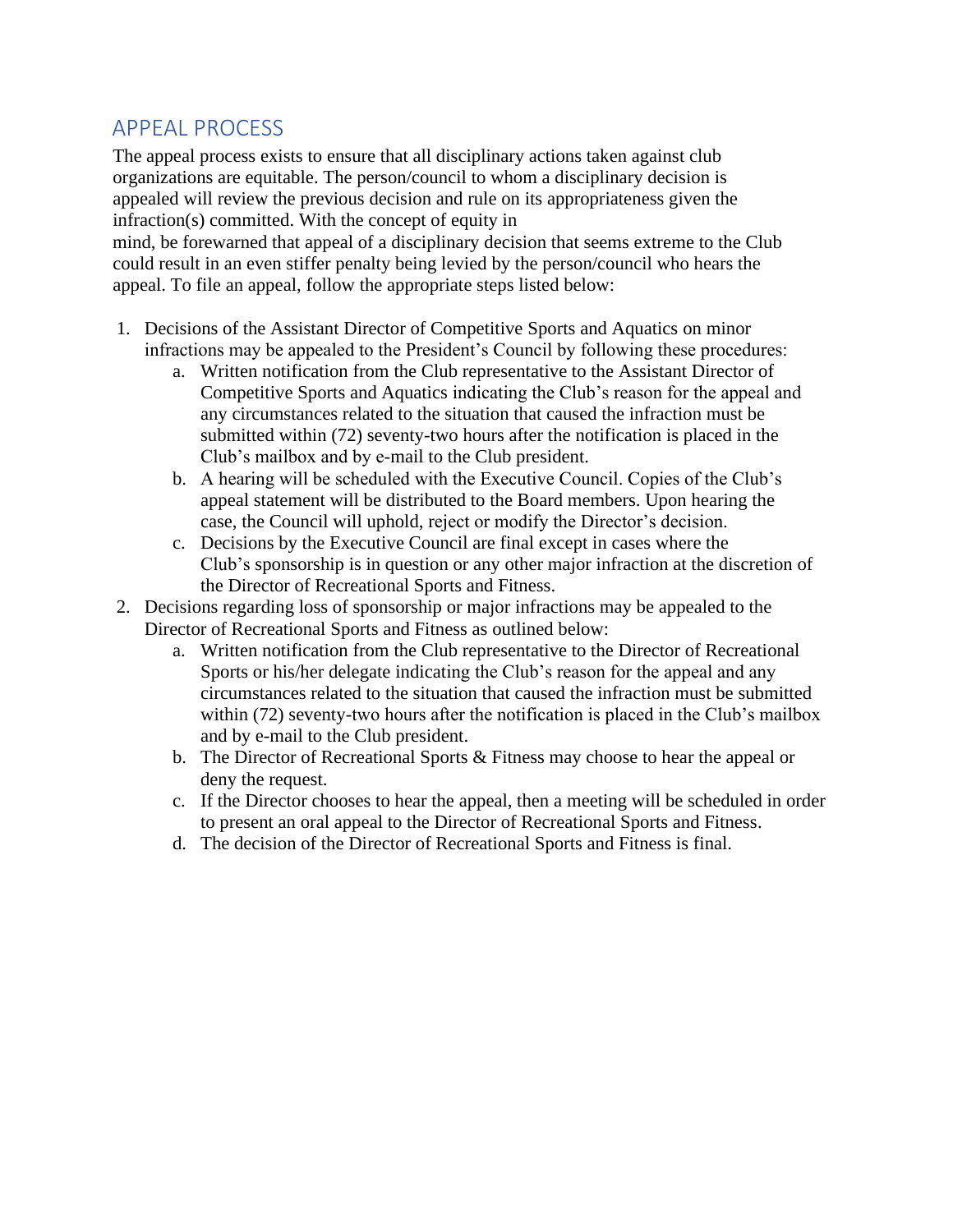## APPEAL PROCESS

The appeal process exists to ensure that all disciplinary actions taken against club organizations are equitable. The person/council to whom a disciplinary decision is appealed will review the previous decision and rule on its appropriateness given the infraction(s) committed. With the concept of equity in mind, be forewarned that appeal of a disciplinary decision that seems extreme to the Club could result in an even stiffer penalty being levied by the person/council who hears the appeal. To file an appeal, follow the appropriate steps listed below:

1. Decisions of the Assistant Director of Competitive Sports and Aquatics on minor infractions may be appealed to the President's Council by following these procedures:
   a. Written notification from the Club representative to the Assistant Director of Competitive Sports and Aquatics indicating the Club's reason for the appeal and any circumstances related to the situation that caused the infraction must be submitted within (72) seventy-two hours after the notification is placed in the Club's mailbox and by e-mail to the Club president.
   b. A hearing will be scheduled with the Executive Council. Copies of the Club's appeal statement will be distributed to the Board members. Upon hearing the case, the Council will uphold, reject or modify the Director's decision.
   c. Decisions by the Executive Council are final except in cases where the Club's sponsorship is in question or any other major infraction at the discretion of the Director of Recreational Sports and Fitness.
2. Decisions regarding loss of sponsorship or major infractions may be appealed to the Director of Recreational Sports and Fitness as outlined below:
   a. Written notification from the Club representative to the Director of Recreational Sports or his/her delegate indicating the Club's reason for the appeal and any circumstances related to the situation that caused the infraction must be submitted within (72) seventy-two hours after the notification is placed in the Club's mailbox and by e-mail to the Club president.
   b. The Director of Recreational Sports & Fitness may choose to hear the appeal or deny the request.
   c. If the Director chooses to hear the appeal, then a meeting will be scheduled in order to present an oral appeal to the Director of Recreational Sports and Fitness.
   d. The decision of the Director of Recreational Sports and Fitness is final.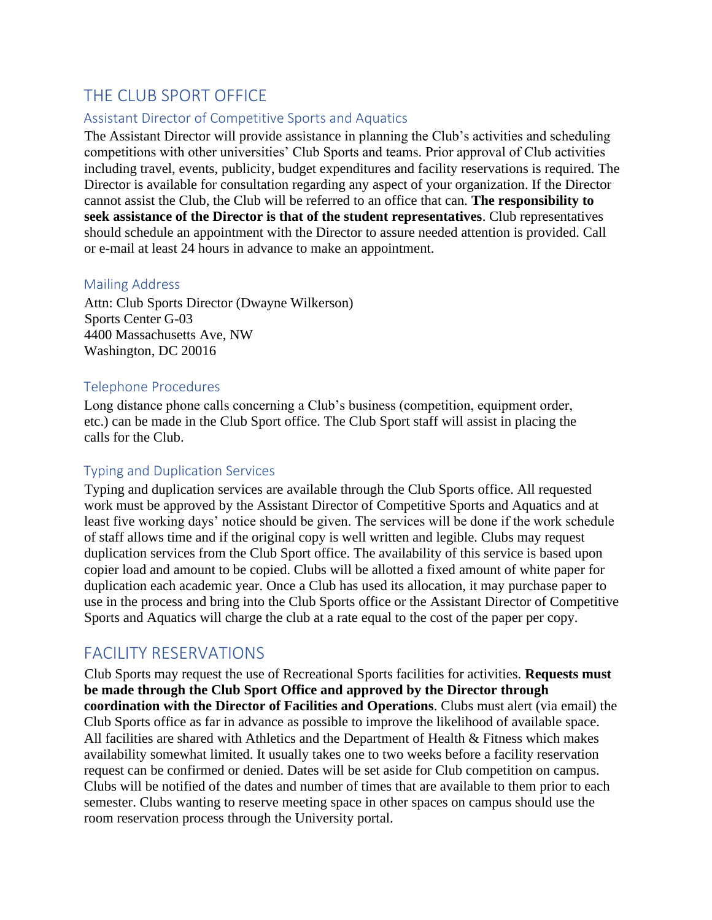# THE CLUB SPORT OFFICE

## Assistant Director of Competitive Sports and Aquatics

The Assistant Director will provide assistance in planning the Club's activities and scheduling competitions with other universities' Club Sports and teams. Prior approval of Club activities including travel, events, publicity, budget expenditures and facility reservations is required. The Director is available for consultation regarding any aspect of your organization. If the Director cannot assist the Club, the Club will be referred to an office that can. **The responsibility to seek assistance of the Director is that of the student representatives**. Club representatives should schedule an appointment with the Director to assure needed attention is provided. Call or e-mail at least 24 hours in advance to make an appointment.

## Mailing Address

Attn: Club Sports Director (Dwayne Wilkerson)
Sports Center G-03
4400 Massachusetts Ave, NW
Washington, DC 20016

## Telephone Procedures

Long distance phone calls concerning a Club's business (competition, equipment order, etc.) can be made in the Club Sport office. The Club Sport staff will assist in placing the calls for the Club.

## Typing and Duplication Services

Typing and duplication services are available through the Club Sports office. All requested work must be approved by the Assistant Director of Competitive Sports and Aquatics and at least five working days' notice should be given. The services will be done if the work schedule of staff allows time and if the original copy is well written and legible. Clubs may request duplication services from the Club Sport office. The availability of this service is based upon copier load and amount to be copied. Clubs will be allotted a fixed amount of white paper for duplication each academic year. Once a Club has used its allocation, it may purchase paper to use in the process and bring into the Club Sports office or the Assistant Director of Competitive Sports and Aquatics will charge the club at a rate equal to the cost of the paper per copy.

# FACILITY RESERVATIONS

Club Sports may request the use of Recreational Sports facilities for activities. **Requests must be made through the Club Sport Office and approved by the Director through coordination with the Director of Facilities and Operations**. Clubs must alert (via email) the Club Sports office as far in advance as possible to improve the likelihood of available space. All facilities are shared with Athletics and the Department of Health & Fitness which makes availability somewhat limited. It usually takes one to two weeks before a facility reservation request can be confirmed or denied. Dates will be set aside for Club competition on campus. Clubs will be notified of the dates and number of times that are available to them prior to each semester. Clubs wanting to reserve meeting space in other spaces on campus should use the room reservation process through the University portal.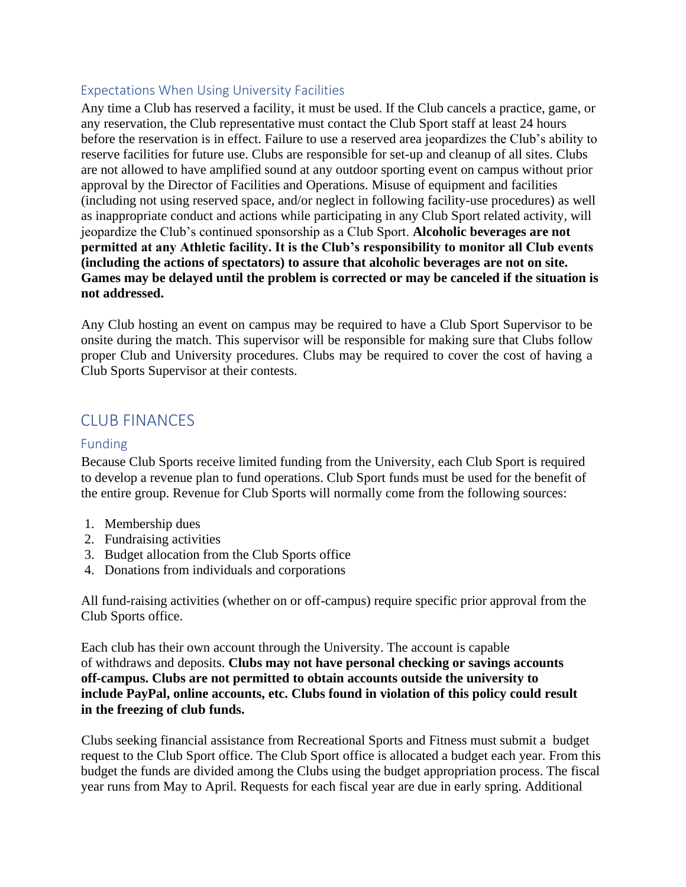### Expectations When Using University Facilities

Any time a Club has reserved a facility, it must be used. If the Club cancels a practice, game, or any reservation, the Club representative must contact the Club Sport staff at least 24 hours before the reservation is in effect. Failure to use a reserved area jeopardizes the Club's ability to reserve facilities for future use. Clubs are responsible for set-up and cleanup of all sites. Clubs are not allowed to have amplified sound at any outdoor sporting event on campus without prior approval by the Director of Facilities and Operations. Misuse of equipment and facilities (including not using reserved space, and/or neglect in following facility-use procedures) as well as inappropriate conduct and actions while participating in any Club Sport related activity, will jeopardize the Club's continued sponsorship as a Club Sport. **Alcoholic beverages are not permitted at any Athletic facility. It is the Club's responsibility to monitor all Club events (including the actions of spectators) to assure that alcoholic beverages are not on site. Games may be delayed until the problem is corrected or may be canceled if the situation is not addressed.**

Any Club hosting an event on campus may be required to have a Club Sport Supervisor to be onsite during the match. This supervisor will be responsible for making sure that Clubs follow proper Club and University procedures. Clubs may be required to cover the cost of having a Club Sports Supervisor at their contests.

## CLUB FINANCES

### Funding

Because Club Sports receive limited funding from the University, each Club Sport is required to develop a revenue plan to fund operations. Club Sport funds must be used for the benefit of the entire group. Revenue for Club Sports will normally come from the following sources:

1. Membership dues
2. Fundraising activities
3. Budget allocation from the Club Sports office
4. Donations from individuals and corporations

All fund-raising activities (whether on or off-campus) require specific prior approval from the Club Sports office.

Each club has their own account through the University. The account is capable of withdraws and deposits. **Clubs may not have personal checking or savings accounts off-campus. Clubs are not permitted to obtain accounts outside the university to include PayPal, online accounts, etc. Clubs found in violation of this policy could result in the freezing of club funds.**

Clubs seeking financial assistance from Recreational Sports and Fitness must submit a budget request to the Club Sport office. The Club Sport office is allocated a budget each year. From this budget the funds are divided among the Clubs using the budget appropriation process. The fiscal year runs from May to April. Requests for each fiscal year are due in early spring. Additional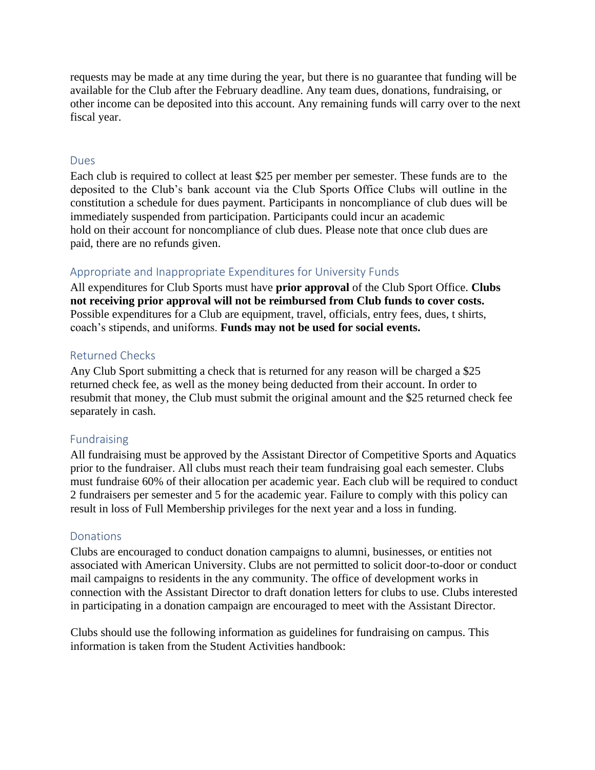requests may be made at any time during the year, but there is no guarantee that funding will be available for the Club after the February deadline. Any team dues, donations, fundraising, or other income can be deposited into this account. Any remaining funds will carry over to the next fiscal year.

## Dues

Each club is required to collect at least $25 per member per semester. These funds are to the deposited to the Club's bank account via the Club Sports Office Clubs will outline in the constitution a schedule for dues payment. Participants in noncompliance of club dues will be immediately suspended from participation. Participants could incur an academic hold on their account for noncompliance of club dues. Please note that once club dues are paid, there are no refunds given.

## Appropriate and Inappropriate Expenditures for University Funds

All expenditures for Club Sports must have **prior approval** of the Club Sport Office. **Clubs not receiving prior approval will not be reimbursed from Club funds to cover costs.** Possible expenditures for a Club are equipment, travel, officials, entry fees, dues, t shirts, coach's stipends, and uniforms. **Funds may not be used for social events.**

## Returned Checks

Any Club Sport submitting a check that is returned for any reason will be charged a $25 returned check fee, as well as the money being deducted from their account. In order to resubmit that money, the Club must submit the original amount and the $25 returned check fee separately in cash.

## Fundraising

All fundraising must be approved by the Assistant Director of Competitive Sports and Aquatics prior to the fundraiser. All clubs must reach their team fundraising goal each semester. Clubs must fundraise 60% of their allocation per academic year. Each club will be required to conduct 2 fundraisers per semester and 5 for the academic year. Failure to comply with this policy can result in loss of Full Membership privileges for the next year and a loss in funding.

## Donations

Clubs are encouraged to conduct donation campaigns to alumni, businesses, or entities not associated with American University. Clubs are not permitted to solicit door-to-door or conduct mail campaigns to residents in the any community. The office of development works in connection with the Assistant Director to draft donation letters for clubs to use. Clubs interested in participating in a donation campaign are encouraged to meet with the Assistant Director.

Clubs should use the following information as guidelines for fundraising on campus. This information is taken from the Student Activities handbook: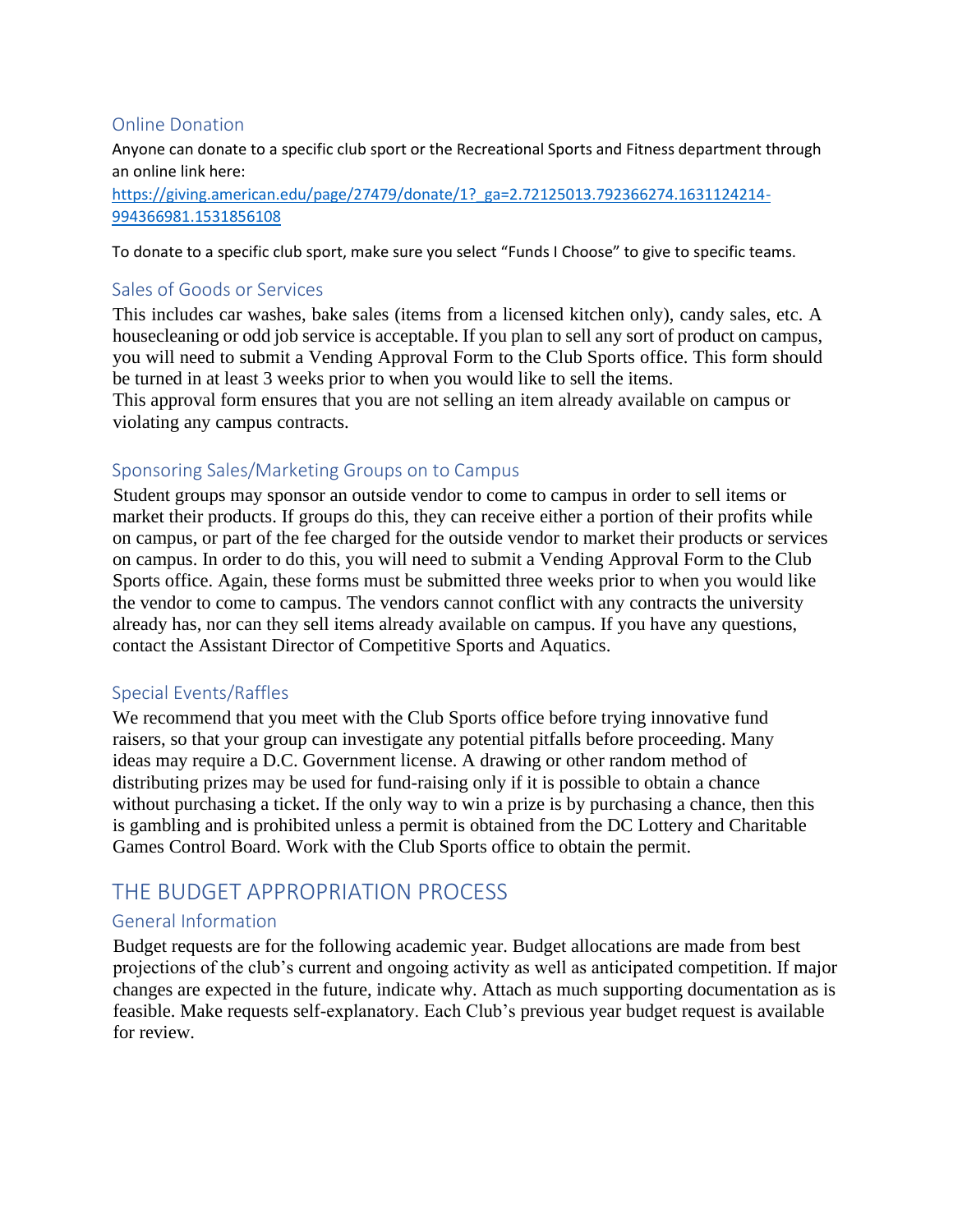### Online Donation

Anyone can donate to a specific club sport or the Recreational Sports and Fitness department through an online link here:

[https://giving.american.edu/page/27479/donate/1?_ga=2.72125013.792366274.1631124214-994366981.1531856108](https://giving.american.edu/page/27479/donate/1?_ga=2.72125013.792366274.1631124214-994366981.1531856108)

To donate to a specific club sport, make sure you select "Funds I Choose" to give to specific teams.

### Sales of Goods or Services

This includes car washes, bake sales (items from a licensed kitchen only), candy sales, etc. A housecleaning or odd job service is acceptable. If you plan to sell any sort of product on campus, you will need to submit a Vending Approval Form to the Club Sports office. This form should be turned in at least 3 weeks prior to when you would like to sell the items.
This approval form ensures that you are not selling an item already available on campus or violating any campus contracts.

### Sponsoring Sales/Marketing Groups on to Campus

Student groups may sponsor an outside vendor to come to campus in order to sell items or market their products. If groups do this, they can receive either a portion of their profits while on campus, or part of the fee charged for the outside vendor to market their products or services on campus. In order to do this, you will need to submit a Vending Approval Form to the Club Sports office. Again, these forms must be submitted three weeks prior to when you would like the vendor to come to campus. The vendors cannot conflict with any contracts the university already has, nor can they sell items already available on campus. If you have any questions, contact the Assistant Director of Competitive Sports and Aquatics.

### Special Events/Raffles

We recommend that you meet with the Club Sports office before trying innovative fund raisers, so that your group can investigate any potential pitfalls before proceeding. Many ideas may require a D.C. Government license. A drawing or other random method of distributing prizes may be used for fund-raising only if it is possible to obtain a chance without purchasing a ticket. If the only way to win a prize is by purchasing a chance, then this is gambling and is prohibited unless a permit is obtained from the DC Lottery and Charitable Games Control Board. Work with the Club Sports office to obtain the permit.

## THE BUDGET APPROPRIATION PROCESS

### General Information

Budget requests are for the following academic year. Budget allocations are made from best projections of the club's current and ongoing activity as well as anticipated competition. If major changes are expected in the future, indicate why. Attach as much supporting documentation as is feasible. Make requests self-explanatory. Each Club's previous year budget request is available for review.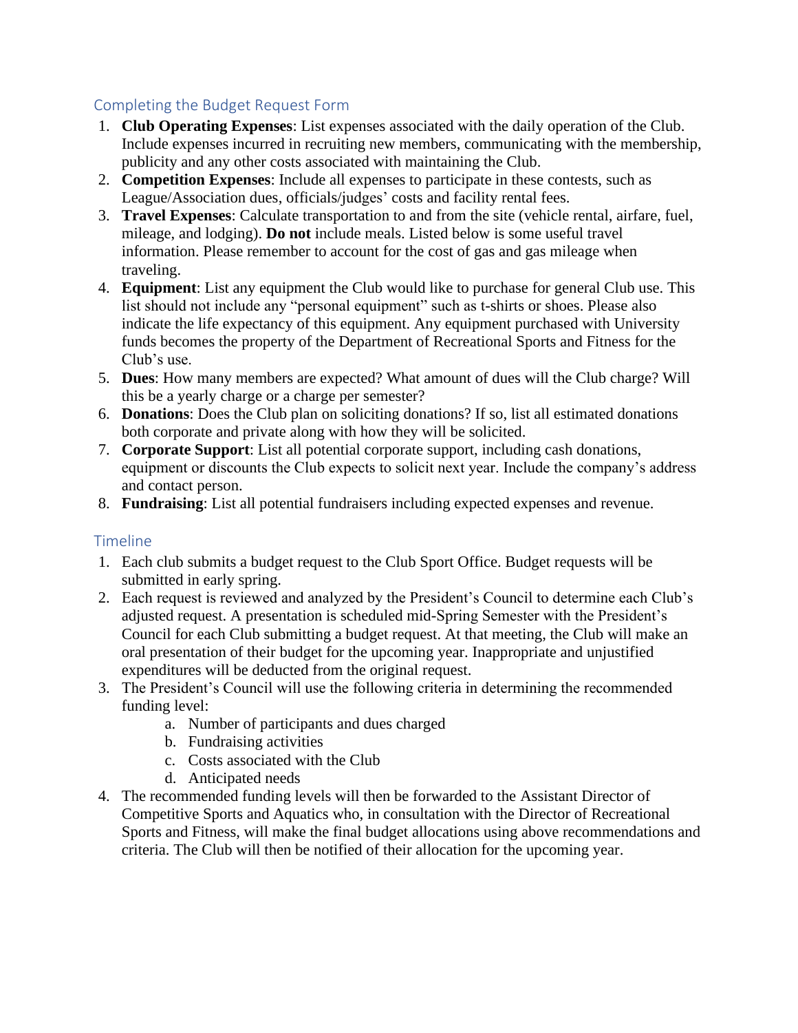## Completing the Budget Request Form

1. **Club Operating Expenses**: List expenses associated with the daily operation of the Club. Include expenses incurred in recruiting new members, communicating with the membership, publicity and any other costs associated with maintaining the Club.
2. **Competition Expenses**: Include all expenses to participate in these contests, such as League/Association dues, officials/judges' costs and facility rental fees.
3. **Travel Expenses**: Calculate transportation to and from the site (vehicle rental, airfare, fuel, mileage, and lodging). **Do not** include meals. Listed below is some useful travel information. Please remember to account for the cost of gas and gas mileage when traveling.
4. **Equipment**: List any equipment the Club would like to purchase for general Club use. This list should not include any "personal equipment" such as t-shirts or shoes. Please also indicate the life expectancy of this equipment. Any equipment purchased with University funds becomes the property of the Department of Recreational Sports and Fitness for the Club's use.
5. **Dues**: How many members are expected? What amount of dues will the Club charge? Will this be a yearly charge or a charge per semester?
6. **Donations**: Does the Club plan on soliciting donations? If so, list all estimated donations both corporate and private along with how they will be solicited.
7. **Corporate Support**: List all potential corporate support, including cash donations, equipment or discounts the Club expects to solicit next year. Include the company's address and contact person.
8. **Fundraising**: List all potential fundraisers including expected expenses and revenue.

## Timeline

1. Each club submits a budget request to the Club Sport Office. Budget requests will be submitted in early spring.
2. Each request is reviewed and analyzed by the President's Council to determine each Club's adjusted request. A presentation is scheduled mid-Spring Semester with the President's Council for each Club submitting a budget request. At that meeting, the Club will make an oral presentation of their budget for the upcoming year. Inappropriate and unjustified expenditures will be deducted from the original request.
3. The President's Council will use the following criteria in determining the recommended funding level:
   a. Number of participants and dues charged
   b. Fundraising activities
   c. Costs associated with the Club
   d. Anticipated needs
4. The recommended funding levels will then be forwarded to the Assistant Director of Competitive Sports and Aquatics who, in consultation with the Director of Recreational Sports and Fitness, will make the final budget allocations using above recommendations and criteria. The Club will then be notified of their allocation for the upcoming year.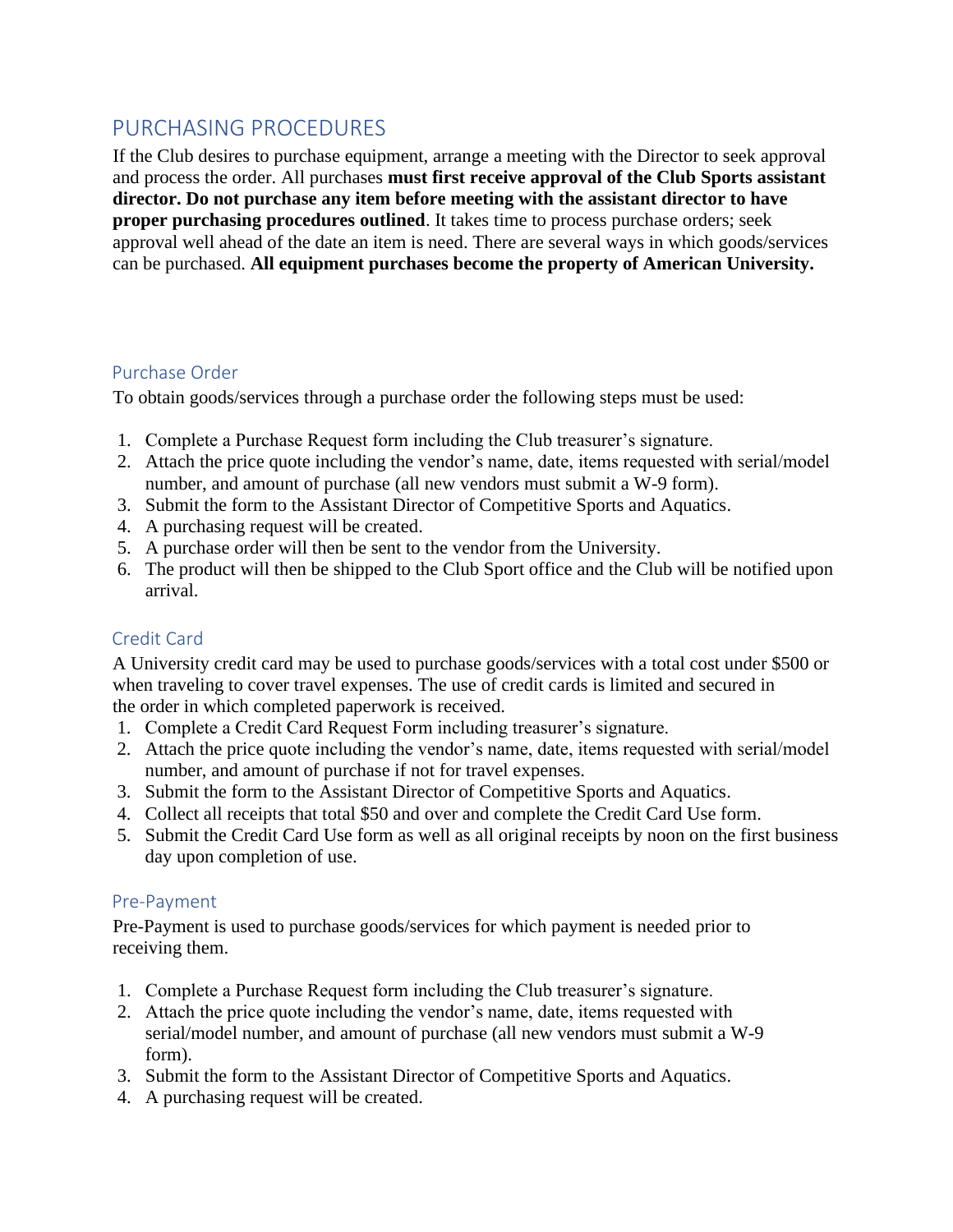## PURCHASING PROCEDURES

If the Club desires to purchase equipment, arrange a meeting with the Director to seek approval and process the order. All purchases **must first receive approval of the Club Sports assistant director. Do not purchase any item before meeting with the assistant director to have proper purchasing procedures outlined**. It takes time to process purchase orders; seek approval well ahead of the date an item is need. There are several ways in which goods/services can be purchased. **All equipment purchases become the property of American University.**

### Purchase Order

To obtain goods/services through a purchase order the following steps must be used:

1. Complete a Purchase Request form including the Club treasurer's signature.
2. Attach the price quote including the vendor's name, date, items requested with serial/model number, and amount of purchase (all new vendors must submit a W-9 form).
3. Submit the form to the Assistant Director of Competitive Sports and Aquatics.
4. A purchasing request will be created.
5. A purchase order will then be sent to the vendor from the University.
6. The product will then be shipped to the Club Sport office and the Club will be notified upon arrival.

### Credit Card

A University credit card may be used to purchase goods/services with a total cost under $500 or when traveling to cover travel expenses. The use of credit cards is limited and secured in the order in which completed paperwork is received.

1. Complete a Credit Card Request Form including treasurer's signature.
2. Attach the price quote including the vendor's name, date, items requested with serial/model number, and amount of purchase if not for travel expenses.
3. Submit the form to the Assistant Director of Competitive Sports and Aquatics.
4. Collect all receipts that total $50 and over and complete the Credit Card Use form.
5. Submit the Credit Card Use form as well as all original receipts by noon on the first business day upon completion of use.

### Pre-Payment

Pre-Payment is used to purchase goods/services for which payment is needed prior to receiving them.

1. Complete a Purchase Request form including the Club treasurer's signature.
2. Attach the price quote including the vendor's name, date, items requested with serial/model number, and amount of purchase (all new vendors must submit a W-9 form).
3. Submit the form to the Assistant Director of Competitive Sports and Aquatics.
4. A purchasing request will be created.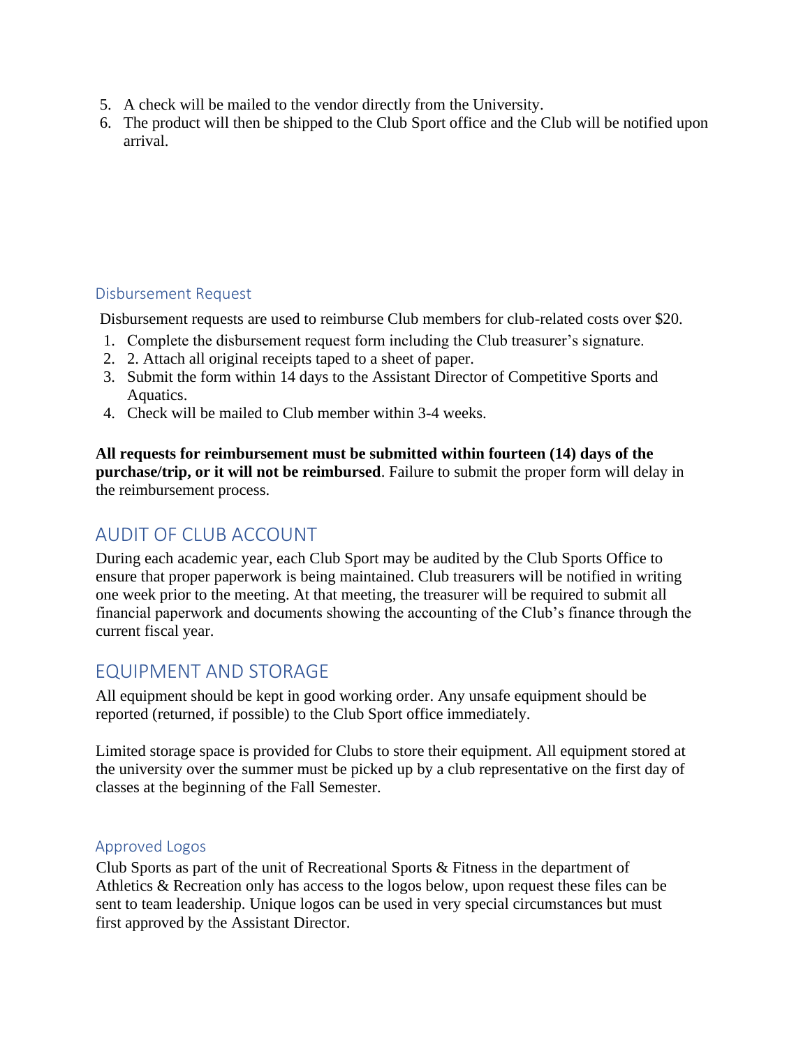5. A check will be mailed to the vendor directly from the University.
6. The product will then be shipped to the Club Sport office and the Club will be notified upon arrival.

### Disbursement Request

Disbursement requests are used to reimburse Club members for club-related costs over $20.

1. Complete the disbursement request form including the Club treasurer's signature.
2. 2. Attach all original receipts taped to a sheet of paper.
3. Submit the form within 14 days to the Assistant Director of Competitive Sports and Aquatics.
4. Check will be mailed to Club member within 3-4 weeks.

**All requests for reimbursement must be submitted within fourteen (14) days of the purchase/trip, or it will not be reimbursed**. Failure to submit the proper form will delay in the reimbursement process.

## AUDIT OF CLUB ACCOUNT

During each academic year, each Club Sport may be audited by the Club Sports Office to ensure that proper paperwork is being maintained. Club treasurers will be notified in writing one week prior to the meeting. At that meeting, the treasurer will be required to submit all financial paperwork and documents showing the accounting of the Club's finance through the current fiscal year.

## EQUIPMENT AND STORAGE

All equipment should be kept in good working order. Any unsafe equipment should be reported (returned, if possible) to the Club Sport office immediately.

Limited storage space is provided for Clubs to store their equipment. All equipment stored at the university over the summer must be picked up by a club representative on the first day of classes at the beginning of the Fall Semester.

### Approved Logos

Club Sports as part of the unit of Recreational Sports & Fitness in the department of Athletics & Recreation only has access to the logos below, upon request these files can be sent to team leadership. Unique logos can be used in very special circumstances but must first approved by the Assistant Director.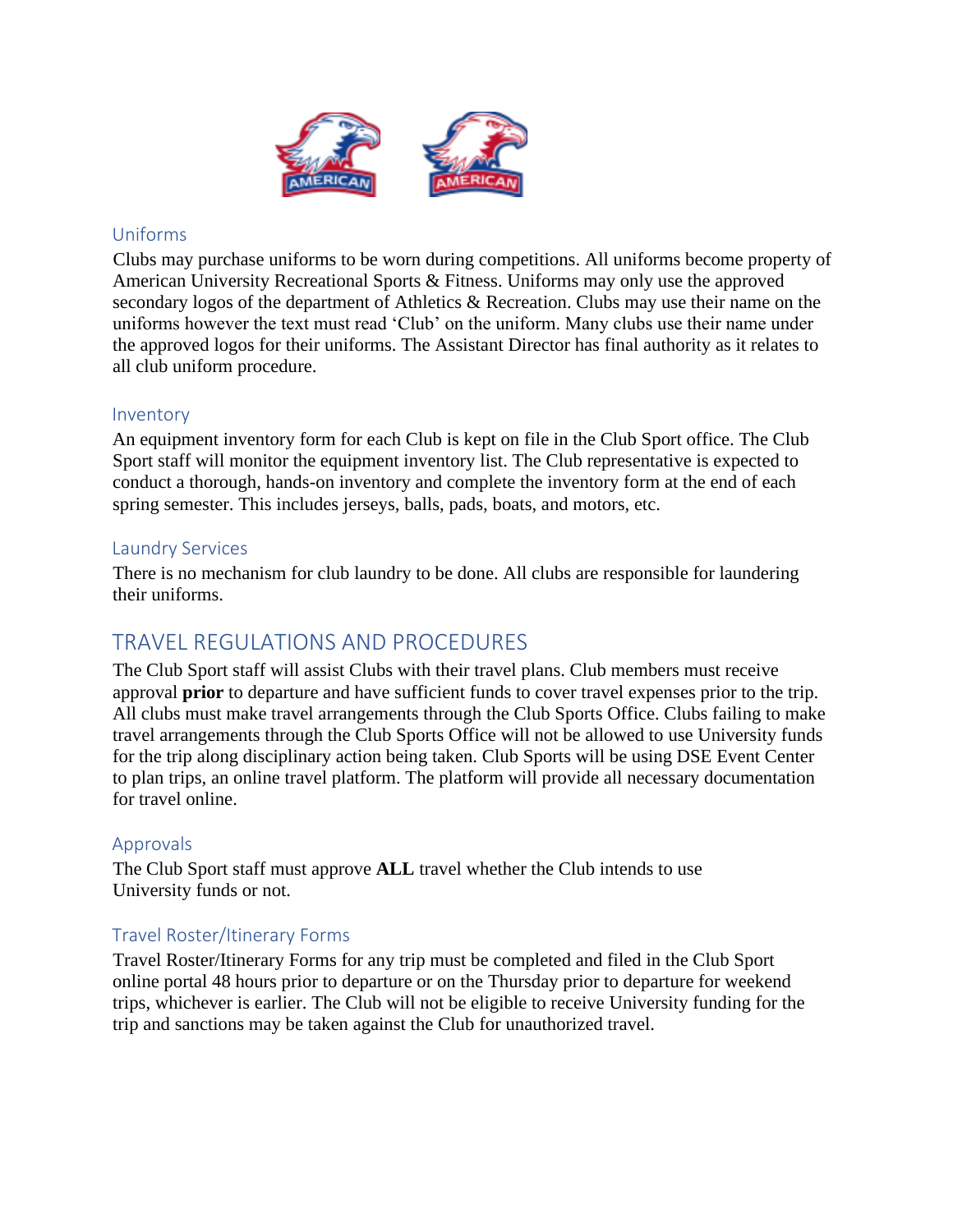### Uniforms

Clubs may purchase uniforms to be worn during competitions. All uniforms become property of American University Recreational Sports & Fitness. Uniforms may only use the approved secondary logos of the department of Athletics & Recreation. Clubs may use their name on the uniforms however the text must read 'Club' on the uniform. Many clubs use their name under the approved logos for their uniforms. The Assistant Director has final authority as it relates to all club uniform procedure.

### Inventory

An equipment inventory form for each Club is kept on file in the Club Sport office. The Club Sport staff will monitor the equipment inventory list. The Club representative is expected to conduct a thorough, hands-on inventory and complete the inventory form at the end of each spring semester. This includes jerseys, balls, pads, boats, and motors, etc.

### Laundry Services

There is no mechanism for club laundry to be done. All clubs are responsible for laundering their uniforms.

## TRAVEL REGULATIONS AND PROCEDURES

The Club Sport staff will assist Clubs with their travel plans. Club members must receive approval **prior** to departure and have sufficient funds to cover travel expenses prior to the trip. All clubs must make travel arrangements through the Club Sports Office. Clubs failing to make travel arrangements through the Club Sports Office will not be allowed to use University funds for the trip along disciplinary action being taken. Club Sports will be using DSE Event Center to plan trips, an online travel platform. The platform will provide all necessary documentation for travel online.

### Approvals

The Club Sport staff must approve **ALL** travel whether the Club intends to use University funds or not.

### Travel Roster/Itinerary Forms

Travel Roster/Itinerary Forms for any trip must be completed and filed in the Club Sport online portal 48 hours prior to departure or on the Thursday prior to departure for weekend trips, whichever is earlier. The Club will not be eligible to receive University funding for the trip and sanctions may be taken against the Club for unauthorized travel.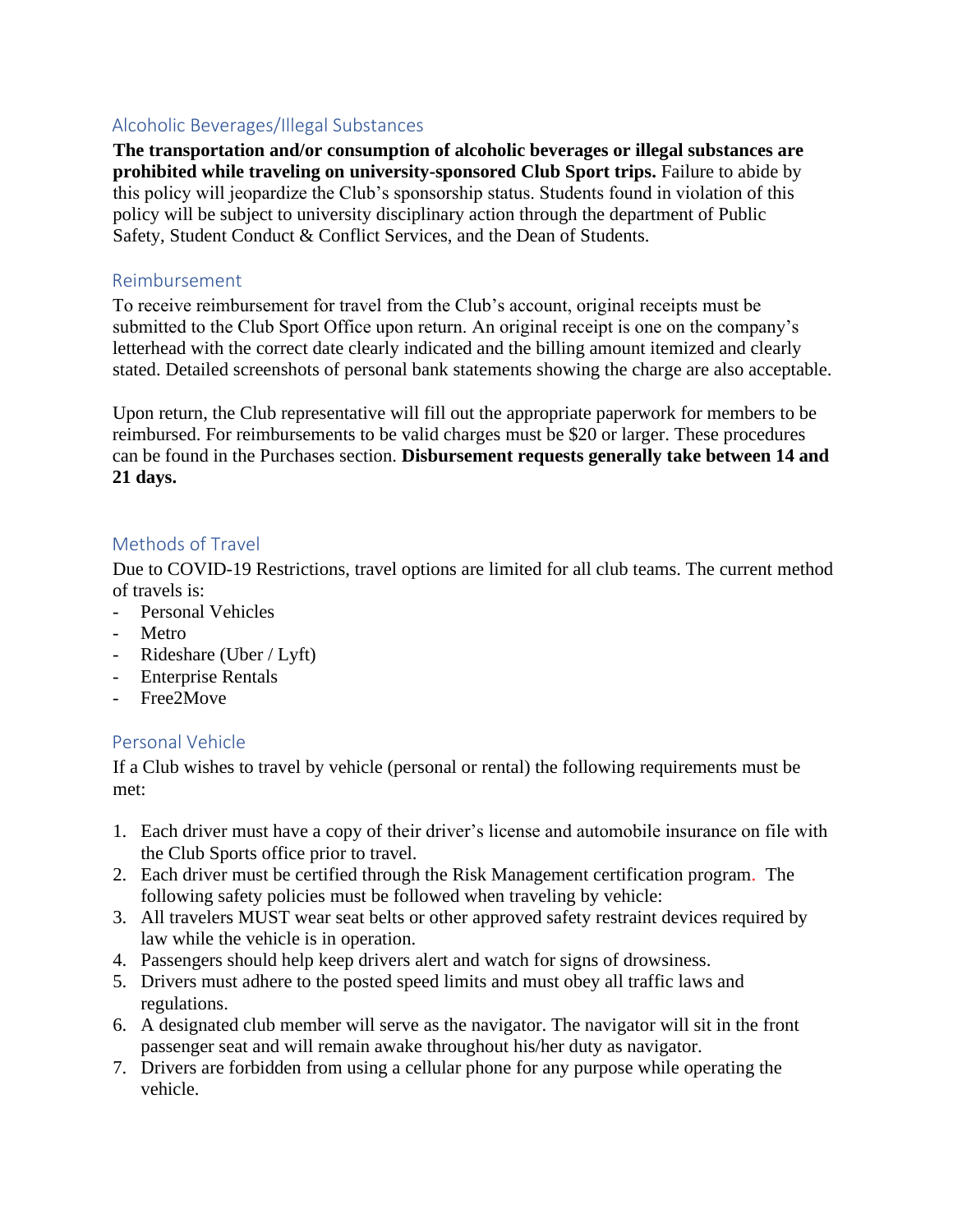## Alcoholic Beverages/Illegal Substances

**The transportation and/or consumption of alcoholic beverages or illegal substances are prohibited while traveling on university-sponsored Club Sport trips.** Failure to abide by this policy will jeopardize the Club's sponsorship status. Students found in violation of this policy will be subject to university disciplinary action through the department of Public Safety, Student Conduct & Conflict Services, and the Dean of Students.

## Reimbursement

To receive reimbursement for travel from the Club's account, original receipts must be submitted to the Club Sport Office upon return. An original receipt is one on the company's letterhead with the correct date clearly indicated and the billing amount itemized and clearly stated. Detailed screenshots of personal bank statements showing the charge are also acceptable.

Upon return, the Club representative will fill out the appropriate paperwork for members to be reimbursed. For reimbursements to be valid charges must be $20 or larger. These procedures can be found in the Purchases section. **Disbursement requests generally take between 14 and 21 days.**

## Methods of Travel

Due to COVID-19 Restrictions, travel options are limited for all club teams. The current method of travels is:

- Personal Vehicles
- Metro
- Rideshare (Uber / Lyft)
- Enterprise Rentals
- Free2Move

## Personal Vehicle

If a Club wishes to travel by vehicle (personal or rental) the following requirements must be met:

1. Each driver must have a copy of their driver's license and automobile insurance on file with the Club Sports office prior to travel.
2. Each driver must be certified through the Risk Management certification program. The following safety policies must be followed when traveling by vehicle:
3. All travelers MUST wear seat belts or other approved safety restraint devices required by law while the vehicle is in operation.
4. Passengers should help keep drivers alert and watch for signs of drowsiness.
5. Drivers must adhere to the posted speed limits and must obey all traffic laws and regulations.
6. A designated club member will serve as the navigator. The navigator will sit in the front passenger seat and will remain awake throughout his/her duty as navigator.
7. Drivers are forbidden from using a cellular phone for any purpose while operating the vehicle.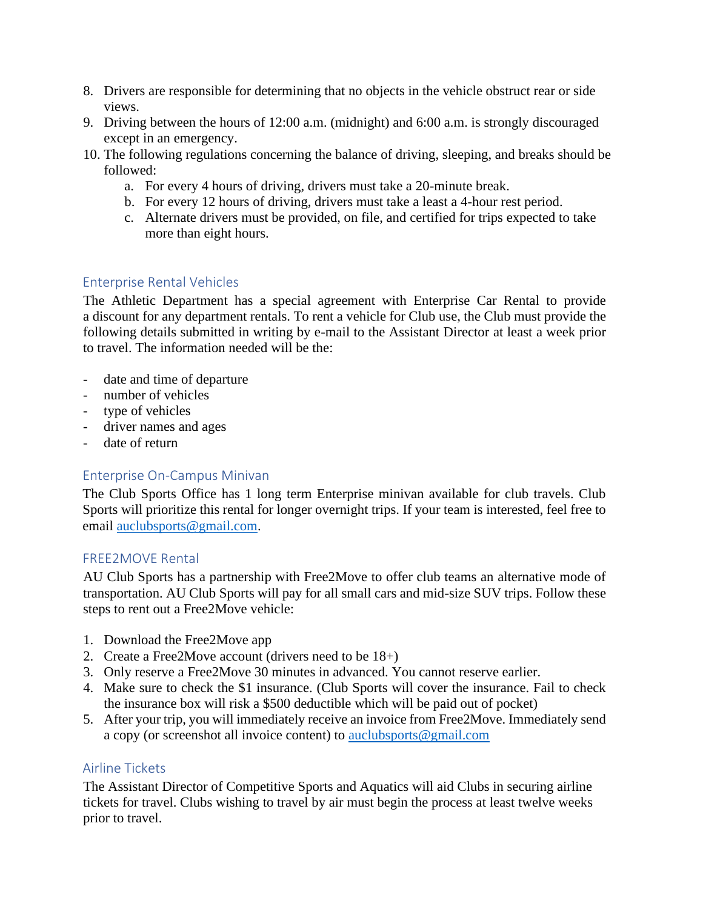8. Drivers are responsible for determining that no objects in the vehicle obstruct rear or side views.
9. Driving between the hours of 12:00 a.m. (midnight) and 6:00 a.m. is strongly discouraged except in an emergency.
10. The following regulations concerning the balance of driving, sleeping, and breaks should be followed:
    a. For every 4 hours of driving, drivers must take a 20-minute break.
    b. For every 12 hours of driving, drivers must take a least a 4-hour rest period.
    c. Alternate drivers must be provided, on file, and certified for trips expected to take more than eight hours.

## Enterprise Rental Vehicles

The Athletic Department has a special agreement with Enterprise Car Rental to provide a discount for any department rentals. To rent a vehicle for Club use, the Club must provide the following details submitted in writing by e-mail to the Assistant Director at least a week prior to travel. The information needed will be the:

- date and time of departure
- number of vehicles
- type of vehicles
- driver names and ages
- date of return

## Enterprise On-Campus Minivan

The Club Sports Office has 1 long term Enterprise minivan available for club travels. Club Sports will prioritize this rental for longer overnight trips. If your team is interested, feel free to email auclubsports@gmail.com.

## FREE2MOVE Rental

AU Club Sports has a partnership with Free2Move to offer club teams an alternative mode of transportation. AU Club Sports will pay for all small cars and mid-size SUV trips. Follow these steps to rent out a Free2Move vehicle:

1. Download the Free2Move app
2. Create a Free2Move account (drivers need to be 18+)
3. Only reserve a Free2Move 30 minutes in advanced. You cannot reserve earlier.
4. Make sure to check the $1 insurance. (Club Sports will cover the insurance. Fail to check the insurance box will risk a $500 deductible which will be paid out of pocket)
5. After your trip, you will immediately receive an invoice from Free2Move. Immediately send a copy (or screenshot all invoice content) to auclubsports@gmail.com

## Airline Tickets

The Assistant Director of Competitive Sports and Aquatics will aid Clubs in securing airline tickets for travel. Clubs wishing to travel by air must begin the process at least twelve weeks prior to travel.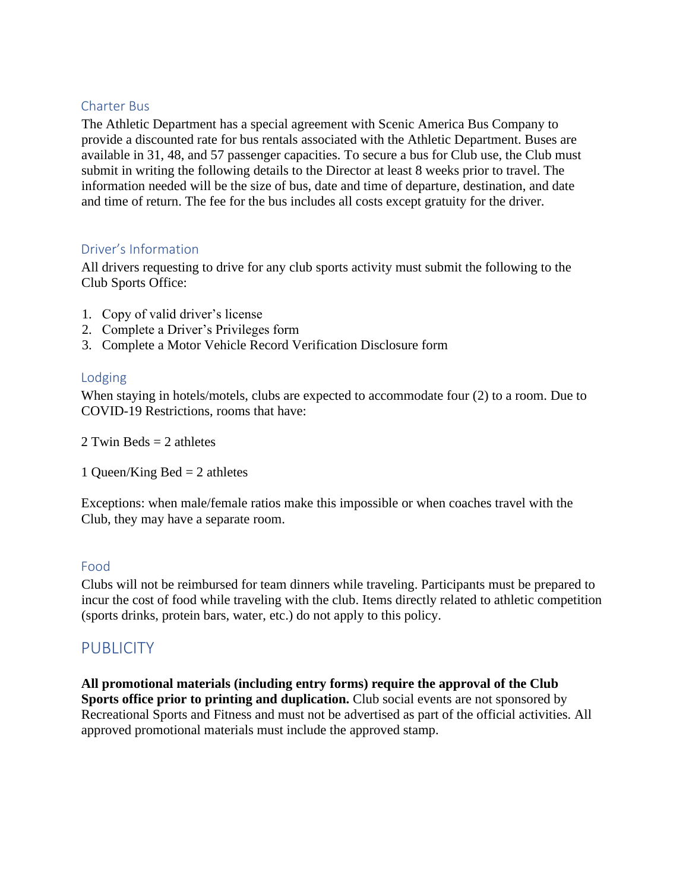### Charter Bus

The Athletic Department has a special agreement with Scenic America Bus Company to provide a discounted rate for bus rentals associated with the Athletic Department. Buses are available in 31, 48, and 57 passenger capacities. To secure a bus for Club use, the Club must submit in writing the following details to the Director at least 8 weeks prior to travel. The information needed will be the size of bus, date and time of departure, destination, and date and time of return. The fee for the bus includes all costs except gratuity for the driver.

### Driver's Information

All drivers requesting to drive for any club sports activity must submit the following to the Club Sports Office:

1. Copy of valid driver's license
2. Complete a Driver's Privileges form
3. Complete a Motor Vehicle Record Verification Disclosure form

### Lodging

When staying in hotels/motels, clubs are expected to accommodate four (2) to a room. Due to COVID-19 Restrictions, rooms that have:

2 Twin Beds = 2 athletes

1 Queen/King Bed = 2 athletes

Exceptions: when male/female ratios make this impossible or when coaches travel with the Club, they may have a separate room.

### Food

Clubs will not be reimbursed for team dinners while traveling. Participants must be prepared to incur the cost of food while traveling with the club. Items directly related to athletic competition (sports drinks, protein bars, water, etc.) do not apply to this policy.

## PUBLICITY

**All promotional materials (including entry forms) require the approval of the Club Sports office prior to printing and duplication.** Club social events are not sponsored by Recreational Sports and Fitness and must not be advertised as part of the official activities. All approved promotional materials must include the approved stamp.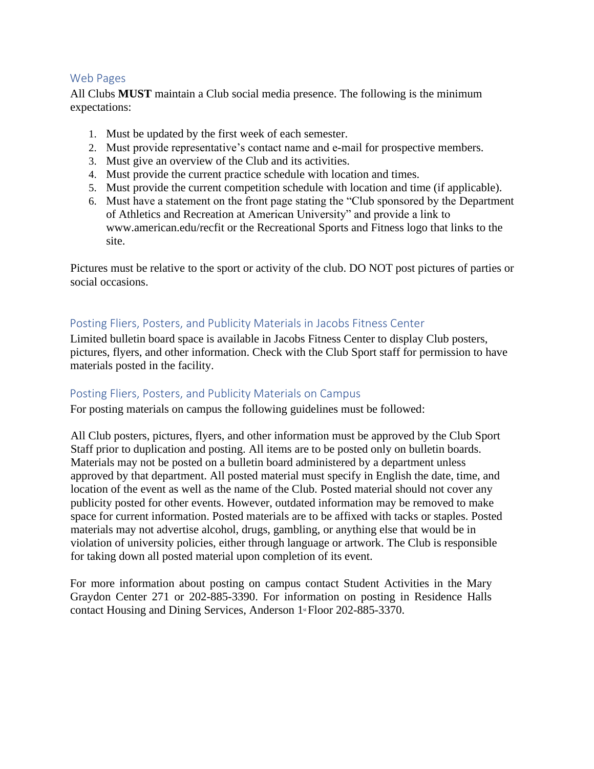## Web Pages

All Clubs **MUST** maintain a Club social media presence. The following is the minimum expectations:

1. Must be updated by the first week of each semester.
2. Must provide representative's contact name and e-mail for prospective members.
3. Must give an overview of the Club and its activities.
4. Must provide the current practice schedule with location and times.
5. Must provide the current competition schedule with location and time (if applicable).
6. Must have a statement on the front page stating the "Club sponsored by the Department of Athletics and Recreation at American University" and provide a link to www.american.edu/recfit or the Recreational Sports and Fitness logo that links to the site.

Pictures must be relative to the sport or activity of the club. DO NOT post pictures of parties or social occasions.

## Posting Fliers, Posters, and Publicity Materials in Jacobs Fitness Center

Limited bulletin board space is available in Jacobs Fitness Center to display Club posters, pictures, flyers, and other information. Check with the Club Sport staff for permission to have materials posted in the facility.

## Posting Fliers, Posters, and Publicity Materials on Campus

For posting materials on campus the following guidelines must be followed:

All Club posters, pictures, flyers, and other information must be approved by the Club Sport Staff prior to duplication and posting. All items are to be posted only on bulletin boards. Materials may not be posted on a bulletin board administered by a department unless approved by that department. All posted material must specify in English the date, time, and location of the event as well as the name of the Club. Posted material should not cover any publicity posted for other events. However, outdated information may be removed to make space for current information. Posted materials are to be affixed with tacks or staples. Posted materials may not advertise alcohol, drugs, gambling, or anything else that would be in violation of university policies, either through language or artwork. The Club is responsible for taking down all posted material upon completion of its event.

For more information about posting on campus contact Student Activities in the Mary Graydon Center 271 or 202-885-3390. For information on posting in Residence Halls contact Housing and Dining Services, Anderson 1st Floor 202-885-3370.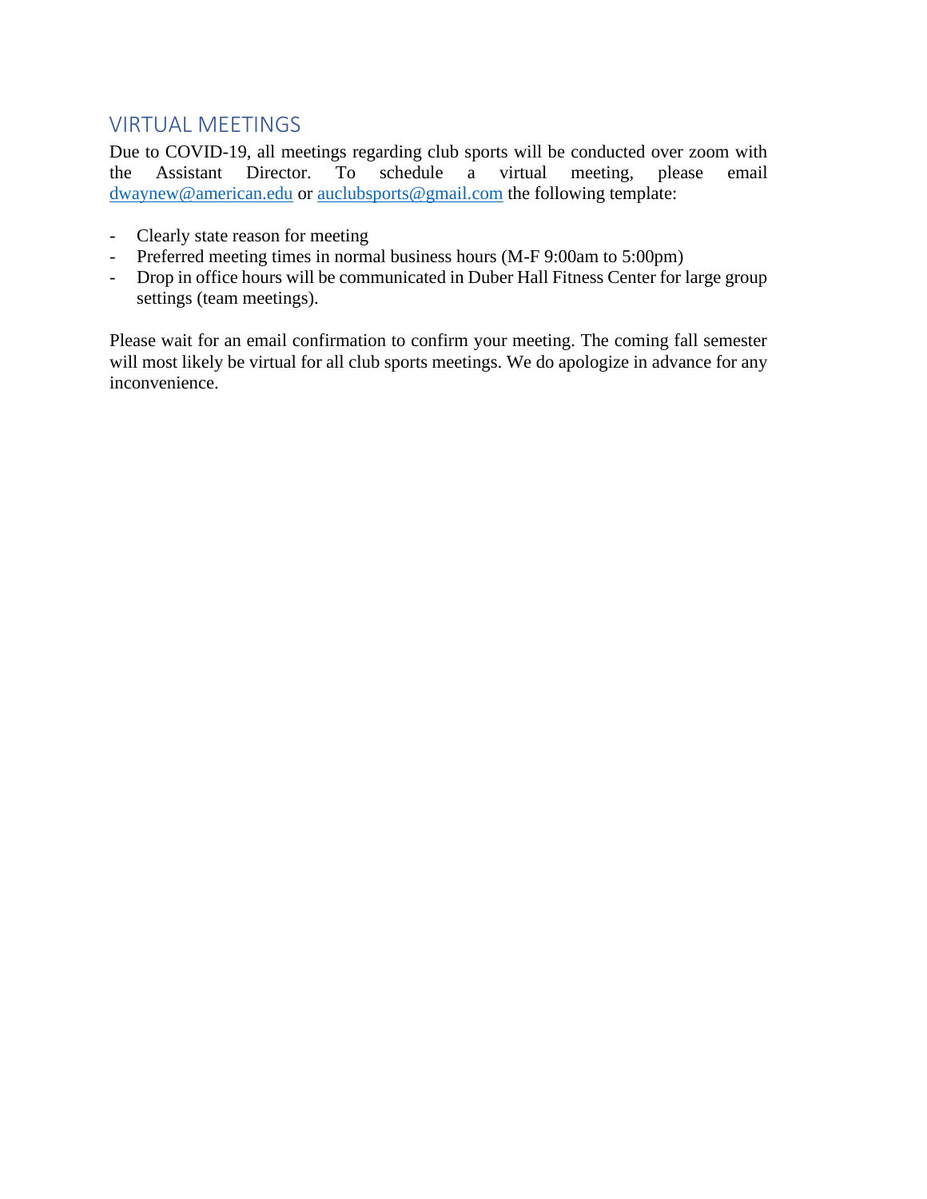## VIRTUAL MEETINGS

Due to COVID-19, all meetings regarding club sports will be conducted over zoom with the Assistant Director. To schedule a virtual meeting, please email dwaynew@american.edu or auclubsports@gmail.com the following template:

- Clearly state reason for meeting
- Preferred meeting times in normal business hours (M-F 9:00am to 5:00pm)
- Drop in office hours will be communicated in Duber Hall Fitness Center for large group settings (team meetings).

Please wait for an email confirmation to confirm your meeting. The coming fall semester will most likely be virtual for all club sports meetings. We do apologize in advance for any inconvenience.